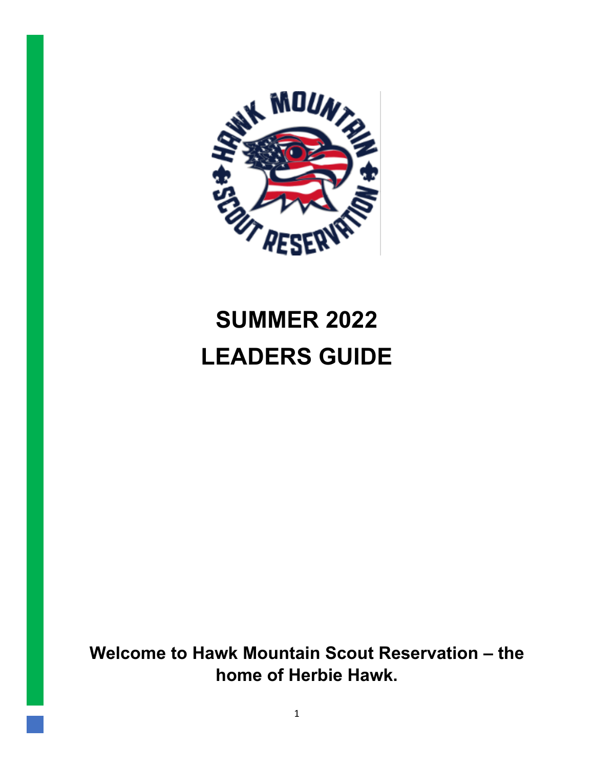# SUMMER 2022
# LEADERS GUIDE

**Welcome to Hawk Mountain Scout Reservation – the home of Herbie Hawk.**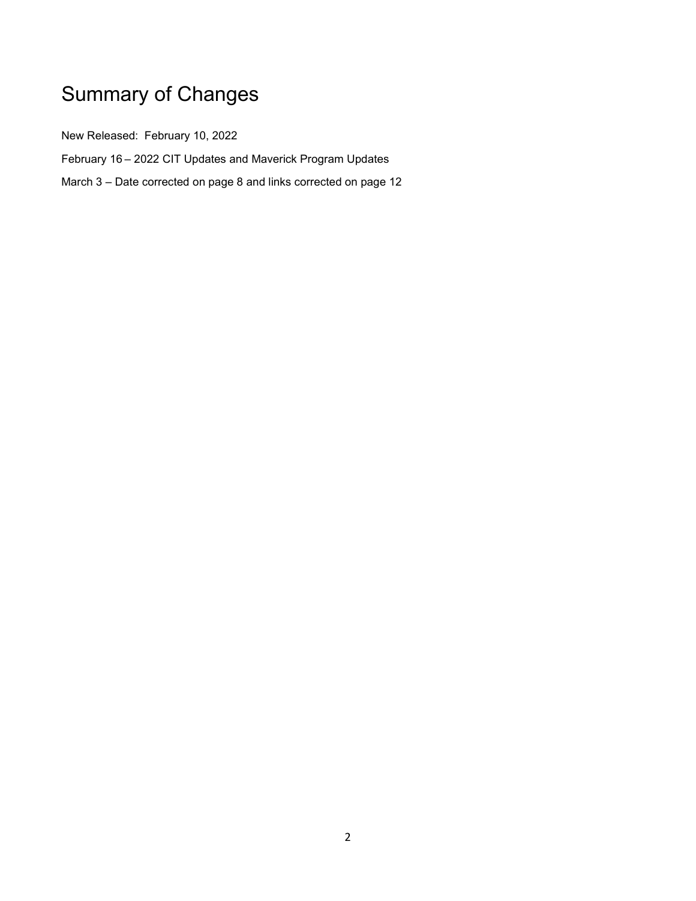# Summary of Changes

New Released: February 10, 2022

February 16 – 2022 CIT Updates and Maverick Program Updates

March 3 – Date corrected on page 8 and links corrected on page 12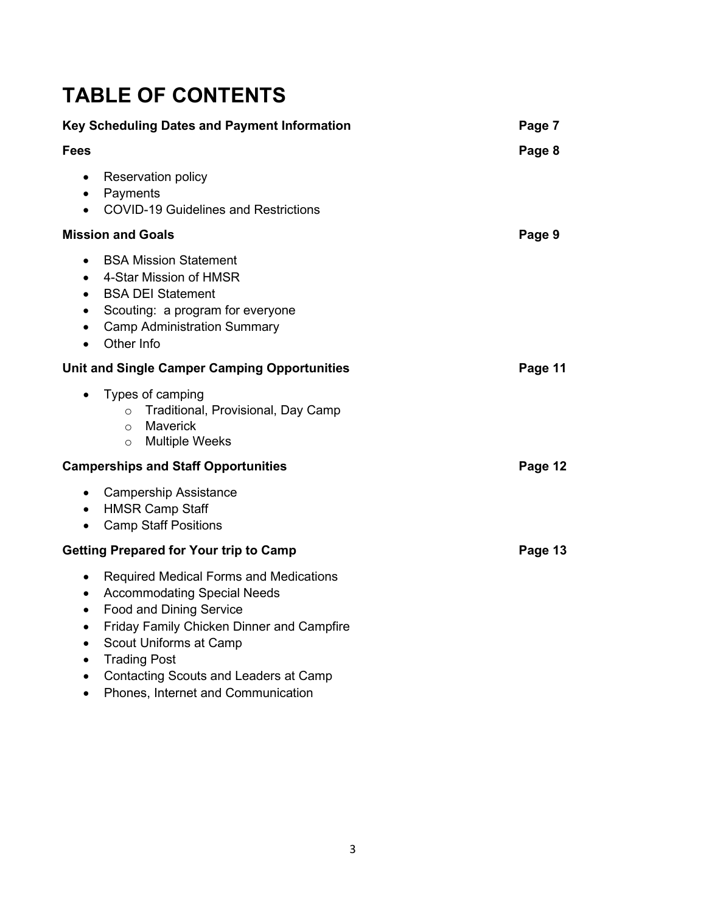# TABLE OF CONTENTS

**Key Scheduling Dates and Payment Information** **Page 7**

**Fees** **Page 8**

- Reservation policy
- Payments
- COVID-19 Guidelines and Restrictions

**Mission and Goals** **Page 9**

- BSA Mission Statement
- 4-Star Mission of HMSR
- BSA DEI Statement
- Scouting: a program for everyone
- Camp Administration Summary
- Other Info

**Unit and Single Camper Camping Opportunities** **Page 11**

- Types of camping
  - Traditional, Provisional, Day Camp
  - Maverick
  - Multiple Weeks

**Camperships and Staff Opportunities** **Page 12**

- Campership Assistance
- HMSR Camp Staff
- Camp Staff Positions

**Getting Prepared for Your trip to Camp** **Page 13**

- Required Medical Forms and Medications
- Accommodating Special Needs
- Food and Dining Service
- Friday Family Chicken Dinner and Campfire
- Scout Uniforms at Camp
- Trading Post
- Contacting Scouts and Leaders at Camp
- Phones, Internet and Communication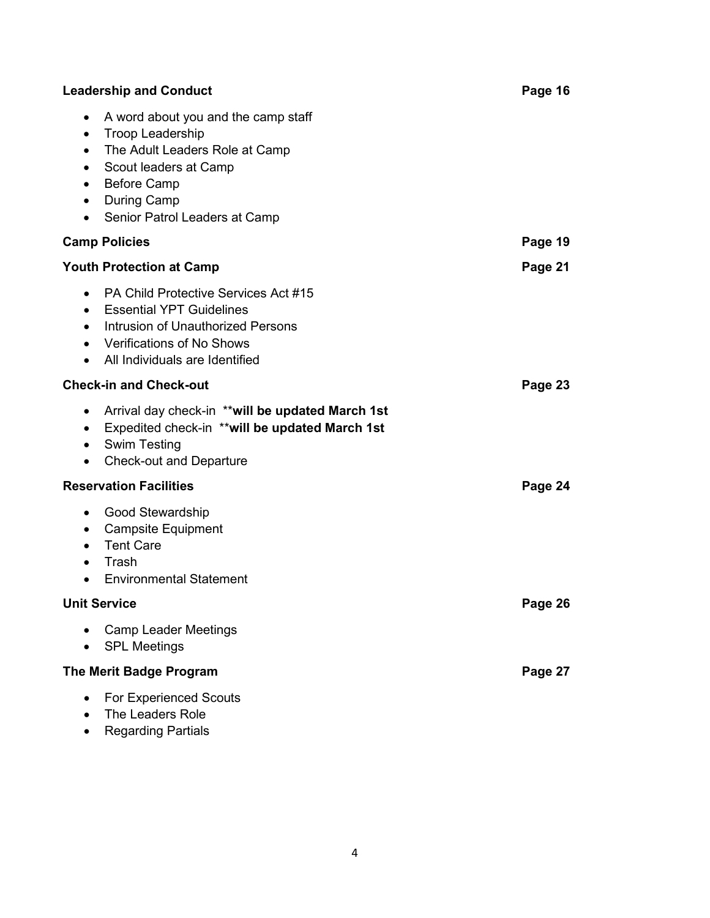**Leadership and Conduct** **Page 16**

- A word about you and the camp staff
- Troop Leadership
- The Adult Leaders Role at Camp
- Scout leaders at Camp
- Before Camp
- During Camp
- Senior Patrol Leaders at Camp

**Camp Policies** **Page 19**

**Youth Protection at Camp** **Page 21**

- PA Child Protective Services Act #15
- Essential YPT Guidelines
- Intrusion of Unauthorized Persons
- Verifications of No Shows
- All Individuals are Identified

**Check-in and Check-out** **Page 23**

- Arrival day check-in **will be updated March 1st**
- Expedited check-in **will be updated March 1st**
- Swim Testing
- Check-out and Departure

**Reservation Facilities** **Page 24**

- Good Stewardship
- Campsite Equipment
- Tent Care
- Trash
- Environmental Statement

**Unit Service** **Page 26**

- Camp Leader Meetings
- SPL Meetings

**The Merit Badge Program** **Page 27**

- For Experienced Scouts
- The Leaders Role
- Regarding Partials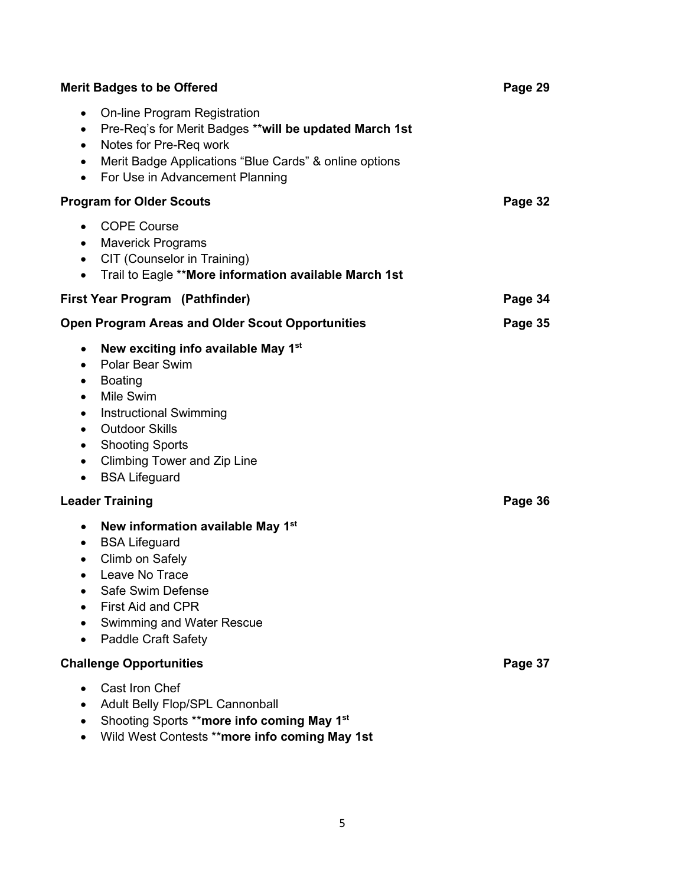**Merit Badges to be Offered** **Page 29**

- On-line Program Registration
- Pre-Req's for Merit Badges ****will be updated March 1st**
- Notes for Pre-Req work
- Merit Badge Applications "Blue Cards" & online options
- For Use in Advancement Planning

**Program for Older Scouts** **Page 32**

- COPE Course
- Maverick Programs
- CIT (Counselor in Training)
- Trail to Eagle ****More information available March 1st**

**First Year Program (Pathfinder)** **Page 34**

**Open Program Areas and Older Scout Opportunities** **Page 35**

- **New exciting info available May 1st**
- Polar Bear Swim
- Boating
- Mile Swim
- Instructional Swimming
- Outdoor Skills
- Shooting Sports
- Climbing Tower and Zip Line
- BSA Lifeguard

**Leader Training** **Page 36**

- **New information available May 1st**
- BSA Lifeguard
- Climb on Safely
- Leave No Trace
- Safe Swim Defense
- First Aid and CPR
- Swimming and Water Rescue
- Paddle Craft Safety

**Challenge Opportunities** **Page 37**

- Cast Iron Chef
- Adult Belly Flop/SPL Cannonball
- Shooting Sports ****more info coming May 1st**
- Wild West Contests ****more info coming May 1st**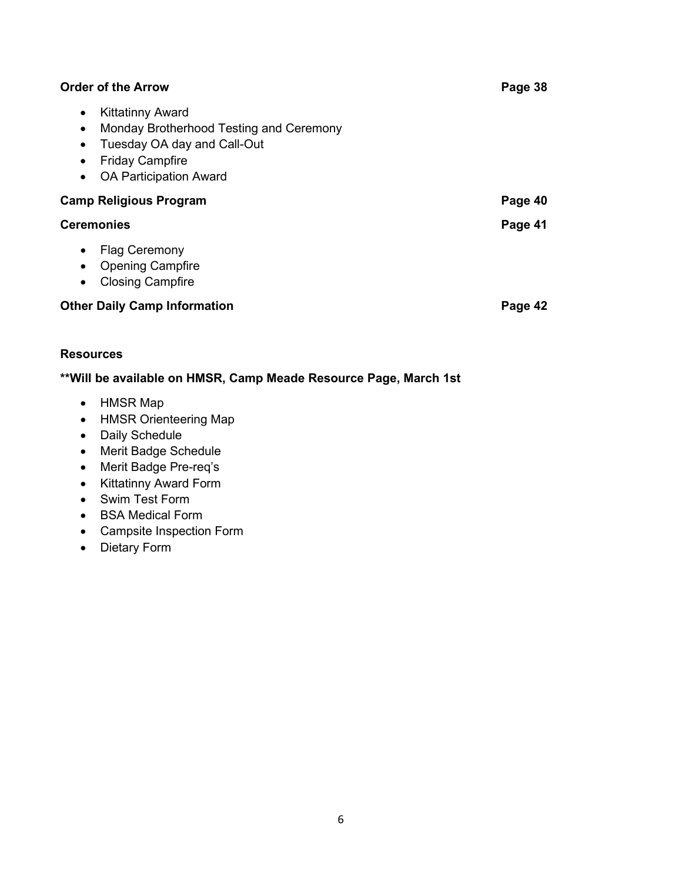**Order of the Arrow** **Page 38**

- Kittatinny Award
- Monday Brotherhood Testing and Ceremony
- Tuesday OA day and Call-Out
- Friday Campfire
- OA Participation Award

**Camp Religious Program** **Page 40**

**Ceremonies** **Page 41**

- Flag Ceremony
- Opening Campfire
- Closing Campfire

**Other Daily Camp Information** **Page 42**

**Resources**

****Will be available on HMSR, Camp Meade Resource Page, March 1st**

- HMSR Map
- HMSR Orienteering Map
- Daily Schedule
- Merit Badge Schedule
- Merit Badge Pre-req's
- Kittatinny Award Form
- Swim Test Form
- BSA Medical Form
- Campsite Inspection Form
- Dietary Form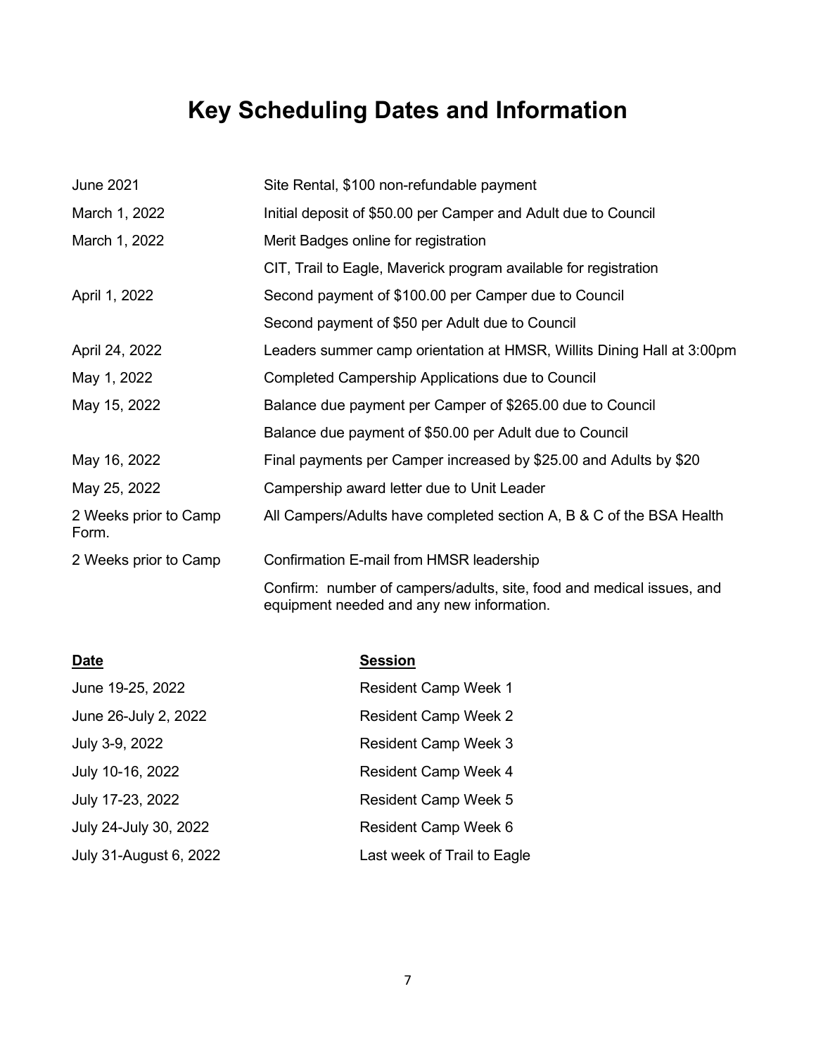# Key Scheduling Dates and Information

| | |
|---|---|
| June 2021 | Site Rental, $100 non-refundable payment |
| March 1, 2022 | Initial deposit of $50.00 per Camper and Adult due to Council |
| March 1, 2022 | Merit Badges online for registration |
| | CIT, Trail to Eagle, Maverick program available for registration |
| April 1, 2022 | Second payment of $100.00 per Camper due to Council |
| | Second payment of $50 per Adult due to Council |
| April 24, 2022 | Leaders summer camp orientation at HMSR, Willits Dining Hall at 3:00pm |
| May 1, 2022 | Completed Campership Applications due to Council |
| May 15, 2022 | Balance due payment per Camper of $265.00 due to Council |
| | Balance due payment of $50.00 per Adult due to Council |
| May 16, 2022 | Final payments per Camper increased by $25.00 and Adults by $20 |
| May 25, 2022 | Campership award letter due to Unit Leader |
| 2 Weeks prior to Camp | All Campers/Adults have completed section A, B & C of the BSA Health Form. |
| 2 Weeks prior to Camp | Confirmation E-mail from HMSR leadership |
| | Confirm: number of campers/adults, site, food and medical issues, and equipment needed and any new information. |

| Date | Session |
|---|---|
| June 19-25, 2022 | Resident Camp Week 1 |
| June 26-July 2, 2022 | Resident Camp Week 2 |
| July 3-9, 2022 | Resident Camp Week 3 |
| July 10-16, 2022 | Resident Camp Week 4 |
| July 17-23, 2022 | Resident Camp Week 5 |
| July 24-July 30, 2022 | Resident Camp Week 6 |
| July 31-August 6, 2022 | Last week of Trail to Eagle |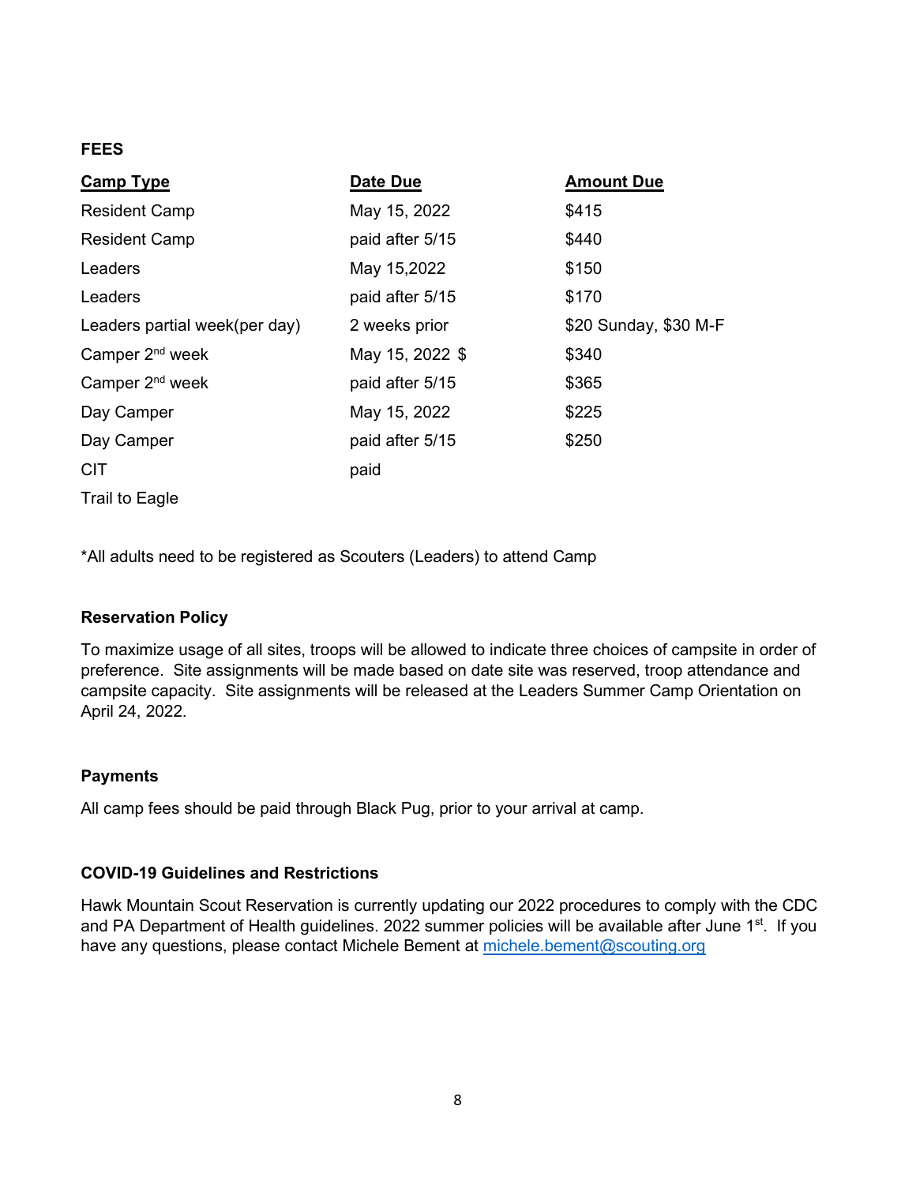**FEES**

| Camp Type | Date Due | Amount Due |
| --- | --- | --- |
| Resident Camp | May 15, 2022 | $415 |
| Resident Camp | paid after 5/15 | $440 |
| Leaders | May 15,2022 | $150 |
| Leaders | paid after 5/15 | $170 |
| Leaders partial week(per day) | 2 weeks prior | $20 Sunday, $30 M-F |
| Camper 2nd week | May 15, 2022 $ | $340 |
| Camper 2nd week | paid after 5/15 | $365 |
| Day Camper | May 15, 2022 | $225 |
| Day Camper | paid after 5/15 | $250 |
| CIT | paid | |
| Trail to Eagle | | |

*All adults need to be registered as Scouters (Leaders) to attend Camp

**Reservation Policy**

To maximize usage of all sites, troops will be allowed to indicate three choices of campsite in order of preference. Site assignments will be made based on date site was reserved, troop attendance and campsite capacity. Site assignments will be released at the Leaders Summer Camp Orientation on April 24, 2022.

**Payments**

All camp fees should be paid through Black Pug, prior to your arrival at camp.

**COVID-19 Guidelines and Restrictions**

Hawk Mountain Scout Reservation is currently updating our 2022 procedures to comply with the CDC and PA Department of Health guidelines. 2022 summer policies will be available after June 1st. If you have any questions, please contact Michele Bement at michele.bement@scouting.org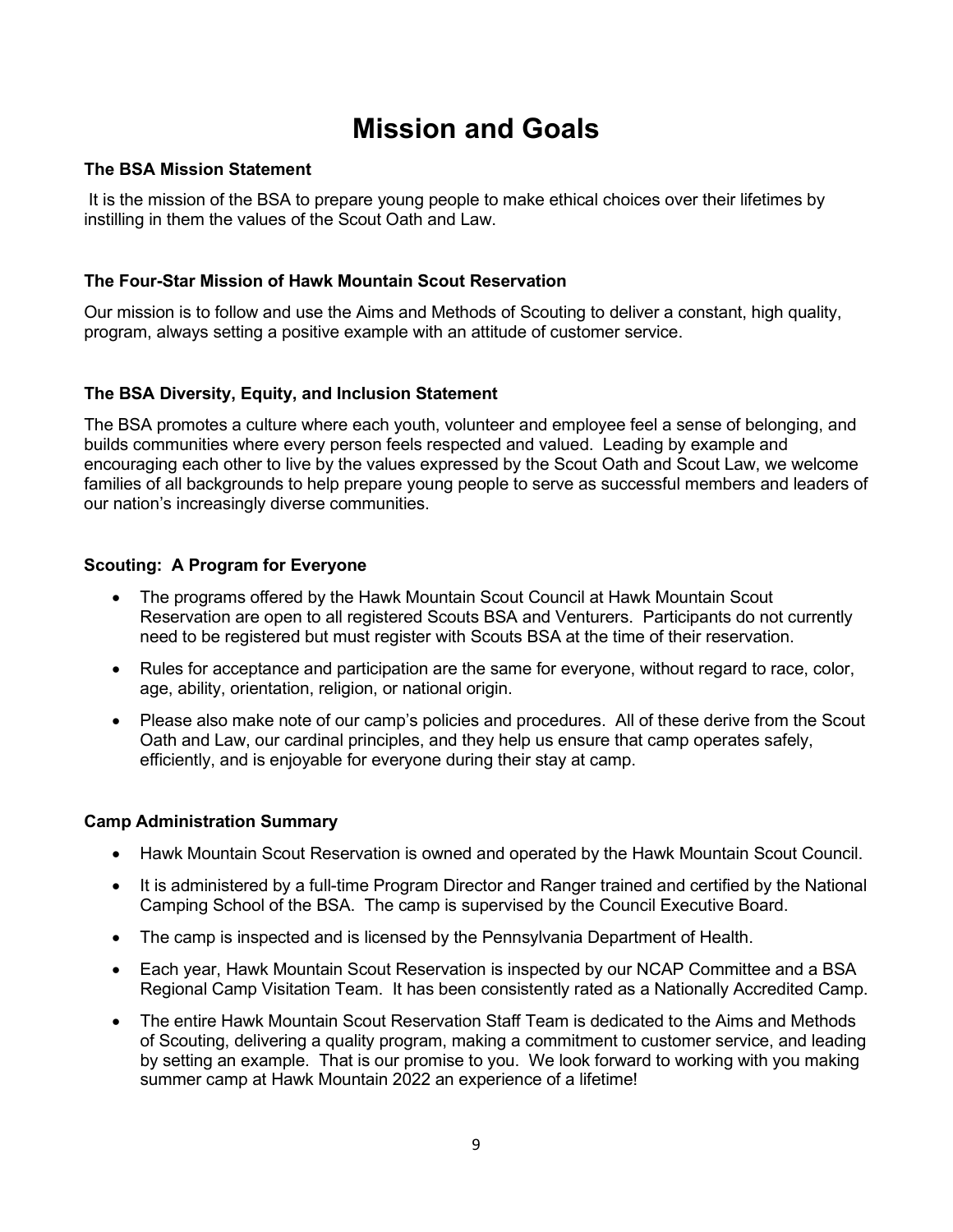# Mission and Goals

### The BSA Mission Statement

It is the mission of the BSA to prepare young people to make ethical choices over their lifetimes by instilling in them the values of the Scout Oath and Law.

### The Four-Star Mission of Hawk Mountain Scout Reservation

Our mission is to follow and use the Aims and Methods of Scouting to deliver a constant, high quality, program, always setting a positive example with an attitude of customer service.

### The BSA Diversity, Equity, and Inclusion Statement

The BSA promotes a culture where each youth, volunteer and employee feel a sense of belonging, and builds communities where every person feels respected and valued. Leading by example and encouraging each other to live by the values expressed by the Scout Oath and Scout Law, we welcome families of all backgrounds to help prepare young people to serve as successful members and leaders of our nation's increasingly diverse communities.

### Scouting: A Program for Everyone

- The programs offered by the Hawk Mountain Scout Council at Hawk Mountain Scout Reservation are open to all registered Scouts BSA and Venturers. Participants do not currently need to be registered but must register with Scouts BSA at the time of their reservation.
- Rules for acceptance and participation are the same for everyone, without regard to race, color, age, ability, orientation, religion, or national origin.
- Please also make note of our camp's policies and procedures. All of these derive from the Scout Oath and Law, our cardinal principles, and they help us ensure that camp operates safely, efficiently, and is enjoyable for everyone during their stay at camp.

### Camp Administration Summary

- Hawk Mountain Scout Reservation is owned and operated by the Hawk Mountain Scout Council.
- It is administered by a full-time Program Director and Ranger trained and certified by the National Camping School of the BSA. The camp is supervised by the Council Executive Board.
- The camp is inspected and is licensed by the Pennsylvania Department of Health.
- Each year, Hawk Mountain Scout Reservation is inspected by our NCAP Committee and a BSA Regional Camp Visitation Team. It has been consistently rated as a Nationally Accredited Camp.
- The entire Hawk Mountain Scout Reservation Staff Team is dedicated to the Aims and Methods of Scouting, delivering a quality program, making a commitment to customer service, and leading by setting an example. That is our promise to you. We look forward to working with you making summer camp at Hawk Mountain 2022 an experience of a lifetime!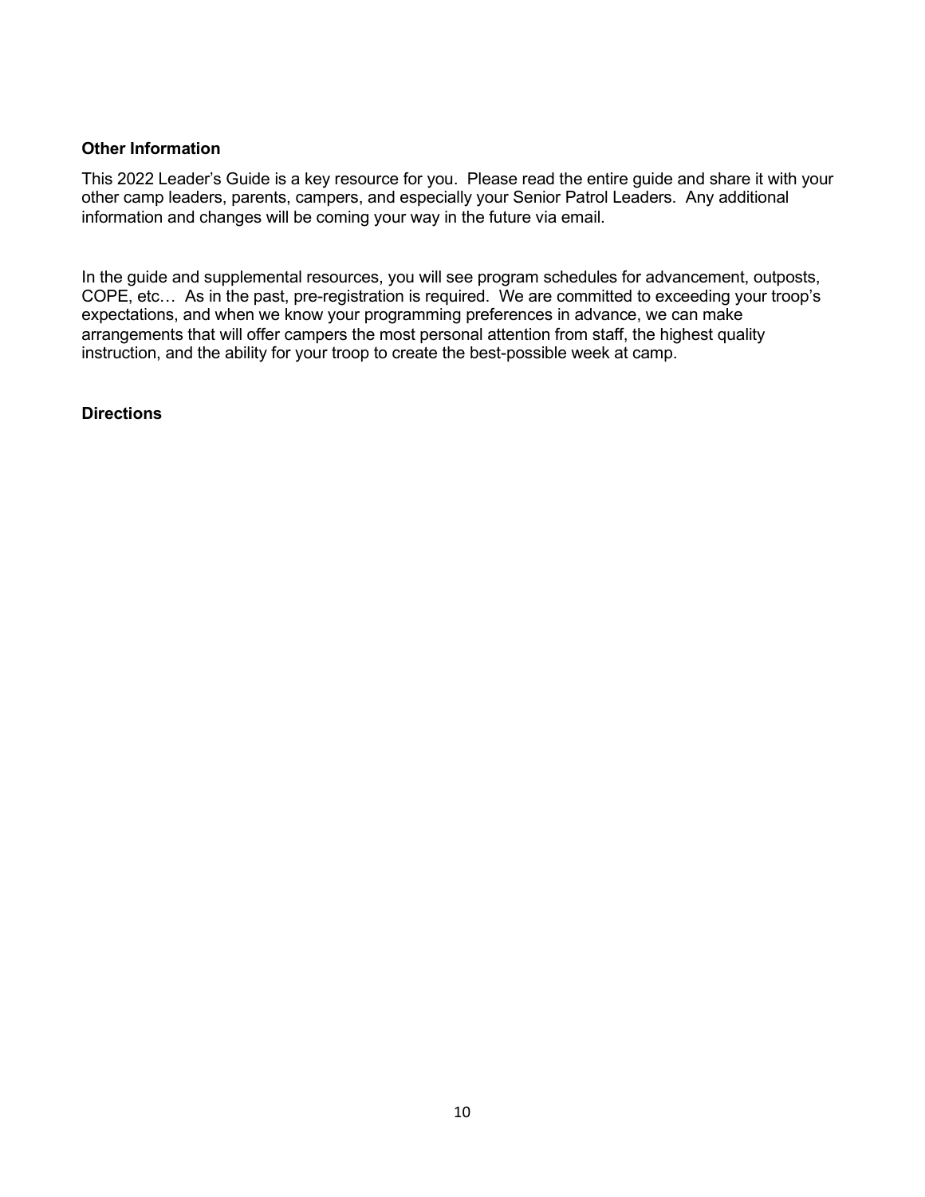**Other Information**

This 2022 Leader's Guide is a key resource for you. Please read the entire guide and share it with your other camp leaders, parents, campers, and especially your Senior Patrol Leaders. Any additional information and changes will be coming your way in the future via email.

In the guide and supplemental resources, you will see program schedules for advancement, outposts, COPE, etc… As in the past, pre-registration is required. We are committed to exceeding your troop's expectations, and when we know your programming preferences in advance, we can make arrangements that will offer campers the most personal attention from staff, the highest quality instruction, and the ability for your troop to create the best-possible week at camp.

**Directions**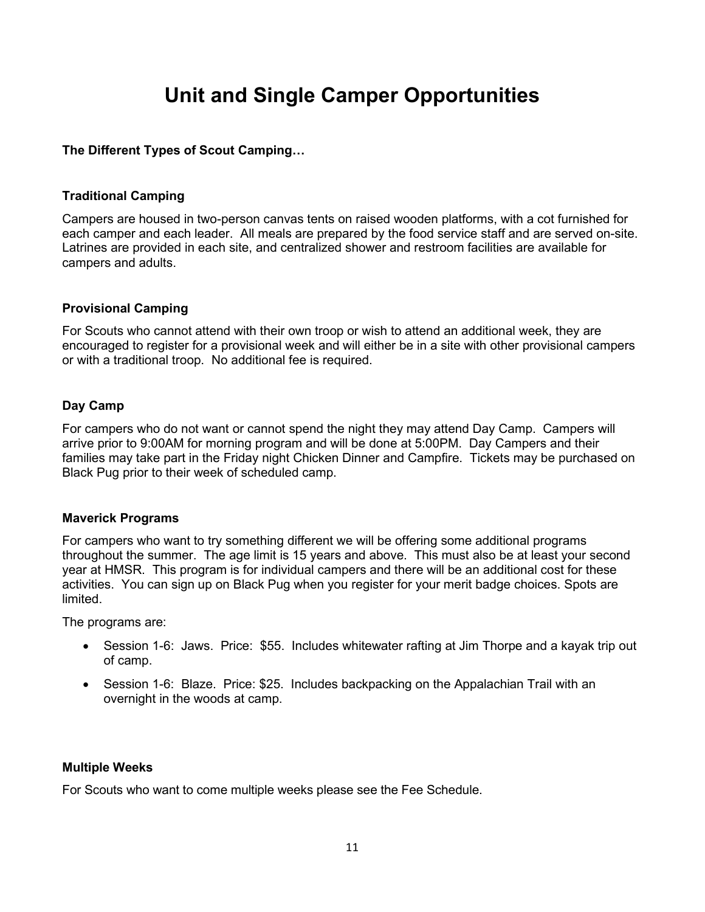# Unit and Single Camper Opportunities

**The Different Types of Scout Camping…**

### Traditional Camping

Campers are housed in two-person canvas tents on raised wooden platforms, with a cot furnished for each camper and each leader. All meals are prepared by the food service staff and are served on-site. Latrines are provided in each site, and centralized shower and restroom facilities are available for campers and adults.

### Provisional Camping

For Scouts who cannot attend with their own troop or wish to attend an additional week, they are encouraged to register for a provisional week and will either be in a site with other provisional campers or with a traditional troop. No additional fee is required.

### Day Camp

For campers who do not want or cannot spend the night they may attend Day Camp. Campers will arrive prior to 9:00AM for morning program and will be done at 5:00PM. Day Campers and their families may take part in the Friday night Chicken Dinner and Campfire. Tickets may be purchased on Black Pug prior to their week of scheduled camp.

### Maverick Programs

For campers who want to try something different we will be offering some additional programs throughout the summer. The age limit is 15 years and above. This must also be at least your second year at HMSR. This program is for individual campers and there will be an additional cost for these activities. You can sign up on Black Pug when you register for your merit badge choices. Spots are limited.

The programs are:

- Session 1-6: Jaws. Price: $55. Includes whitewater rafting at Jim Thorpe and a kayak trip out of camp.
- Session 1-6: Blaze. Price: $25. Includes backpacking on the Appalachian Trail with an overnight in the woods at camp.

### Multiple Weeks

For Scouts who want to come multiple weeks please see the Fee Schedule.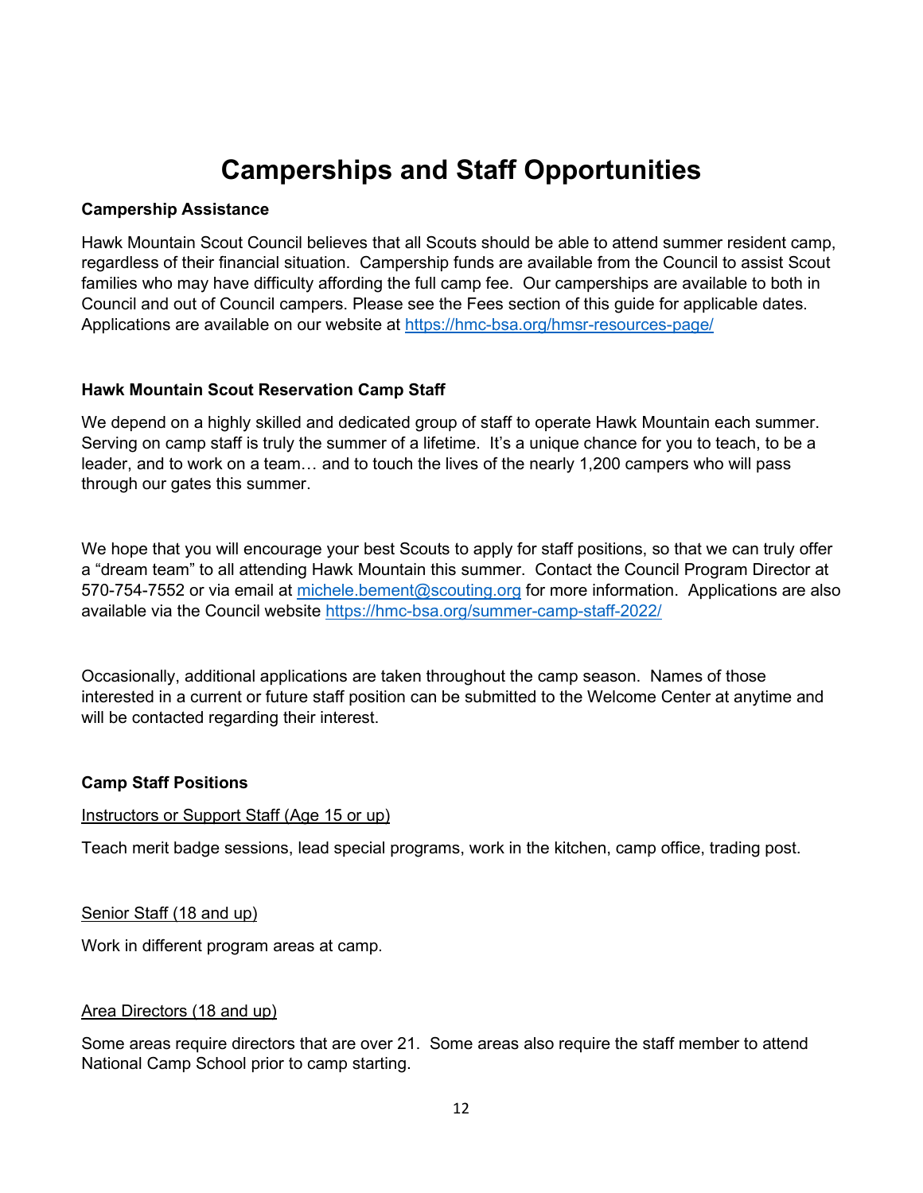# Camperships and Staff Opportunities

**Campership Assistance**

Hawk Mountain Scout Council believes that all Scouts should be able to attend summer resident camp, regardless of their financial situation. Campership funds are available from the Council to assist Scout families who may have difficulty affording the full camp fee. Our camperships are available to both in Council and out of Council campers. Please see the Fees section of this guide for applicable dates. Applications are available on our website at [https://hmc-bsa.org/hmsr-resources-page/](https://hmc-bsa.org/hmsr-resources-page/)

**Hawk Mountain Scout Reservation Camp Staff**

We depend on a highly skilled and dedicated group of staff to operate Hawk Mountain each summer. Serving on camp staff is truly the summer of a lifetime. It's a unique chance for you to teach, to be a leader, and to work on a team… and to touch the lives of the nearly 1,200 campers who will pass through our gates this summer.

We hope that you will encourage your best Scouts to apply for staff positions, so that we can truly offer a "dream team" to all attending Hawk Mountain this summer. Contact the Council Program Director at 570-754-7552 or via email at [michele.bement@scouting.org](mailto:michele.bement@scouting.org) for more information. Applications are also available via the Council website [https://hmc-bsa.org/summer-camp-staff-2022/](https://hmc-bsa.org/summer-camp-staff-2022/)

Occasionally, additional applications are taken throughout the camp season. Names of those interested in a current or future staff position can be submitted to the Welcome Center at anytime and will be contacted regarding their interest.

**Camp Staff Positions**

Instructors or Support Staff (Age 15 or up)

Teach merit badge sessions, lead special programs, work in the kitchen, camp office, trading post.

Senior Staff (18 and up)

Work in different program areas at camp.

Area Directors (18 and up)

Some areas require directors that are over 21. Some areas also require the staff member to attend National Camp School prior to camp starting.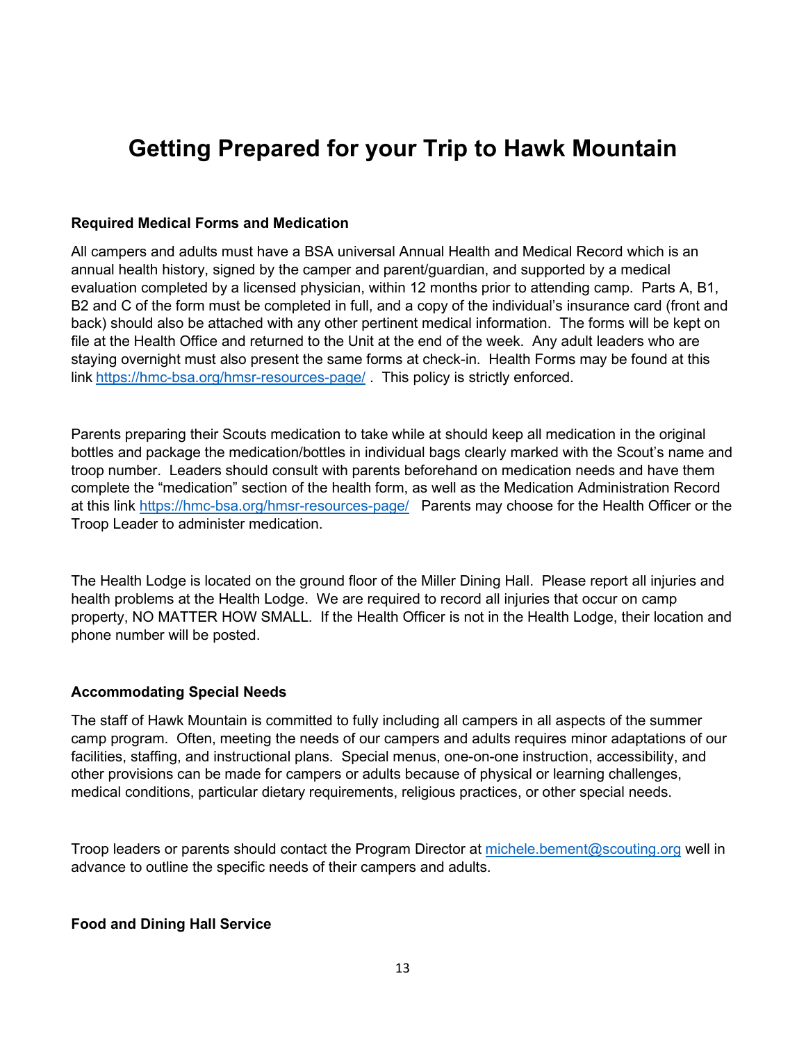# Getting Prepared for your Trip to Hawk Mountain

**Required Medical Forms and Medication**

All campers and adults must have a BSA universal Annual Health and Medical Record which is an annual health history, signed by the camper and parent/guardian, and supported by a medical evaluation completed by a licensed physician, within 12 months prior to attending camp. Parts A, B1, B2 and C of the form must be completed in full, and a copy of the individual's insurance card (front and back) should also be attached with any other pertinent medical information. The forms will be kept on file at the Health Office and returned to the Unit at the end of the week. Any adult leaders who are staying overnight must also present the same forms at check-in. Health Forms may be found at this link https://hmc-bsa.org/hmsr-resources-page/ . This policy is strictly enforced.

Parents preparing their Scouts medication to take while at should keep all medication in the original bottles and package the medication/bottles in individual bags clearly marked with the Scout's name and troop number. Leaders should consult with parents beforehand on medication needs and have them complete the "medication" section of the health form, as well as the Medication Administration Record at this link https://hmc-bsa.org/hmsr-resources-page/ Parents may choose for the Health Officer or the Troop Leader to administer medication.

The Health Lodge is located on the ground floor of the Miller Dining Hall. Please report all injuries and health problems at the Health Lodge. We are required to record all injuries that occur on camp property, NO MATTER HOW SMALL. If the Health Officer is not in the Health Lodge, their location and phone number will be posted.

**Accommodating Special Needs**

The staff of Hawk Mountain is committed to fully including all campers in all aspects of the summer camp program. Often, meeting the needs of our campers and adults requires minor adaptations of our facilities, staffing, and instructional plans. Special menus, one-on-one instruction, accessibility, and other provisions can be made for campers or adults because of physical or learning challenges, medical conditions, particular dietary requirements, religious practices, or other special needs.

Troop leaders or parents should contact the Program Director at michele.bement@scouting.org well in advance to outline the specific needs of their campers and adults.

**Food and Dining Hall Service**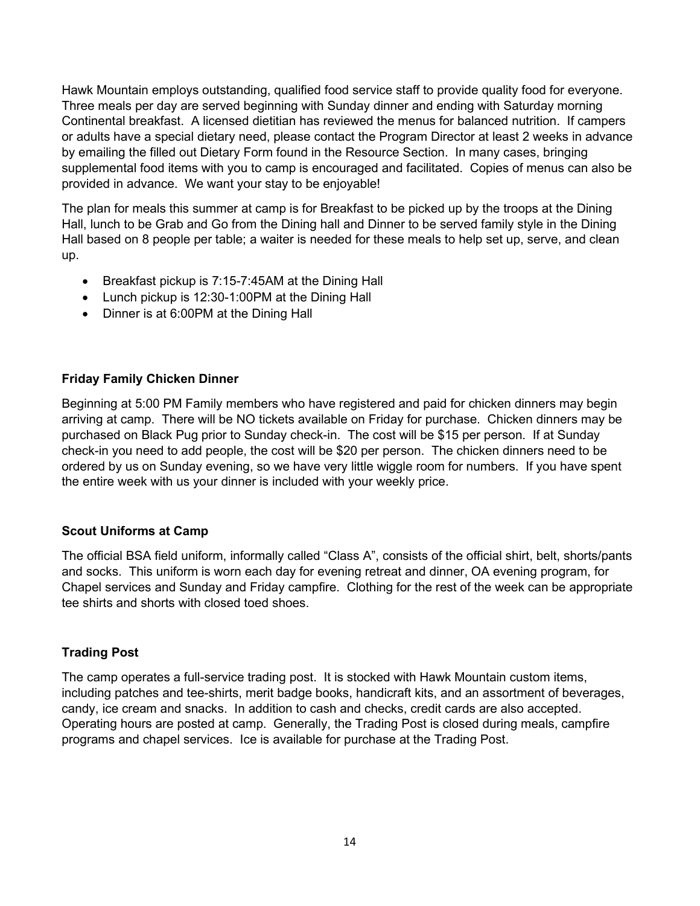Hawk Mountain employs outstanding, qualified food service staff to provide quality food for everyone. Three meals per day are served beginning with Sunday dinner and ending with Saturday morning Continental breakfast. A licensed dietitian has reviewed the menus for balanced nutrition. If campers or adults have a special dietary need, please contact the Program Director at least 2 weeks in advance by emailing the filled out Dietary Form found in the Resource Section. In many cases, bringing supplemental food items with you to camp is encouraged and facilitated. Copies of menus can also be provided in advance. We want your stay to be enjoyable!

The plan for meals this summer at camp is for Breakfast to be picked up by the troops at the Dining Hall, lunch to be Grab and Go from the Dining hall and Dinner to be served family style in the Dining Hall based on 8 people per table; a waiter is needed for these meals to help set up, serve, and clean up.

- Breakfast pickup is 7:15-7:45AM at the Dining Hall
- Lunch pickup is 12:30-1:00PM at the Dining Hall
- Dinner is at 6:00PM at the Dining Hall

### Friday Family Chicken Dinner

Beginning at 5:00 PM Family members who have registered and paid for chicken dinners may begin arriving at camp. There will be NO tickets available on Friday for purchase. Chicken dinners may be purchased on Black Pug prior to Sunday check-in. The cost will be $15 per person. If at Sunday check-in you need to add people, the cost will be $20 per person. The chicken dinners need to be ordered by us on Sunday evening, so we have very little wiggle room for numbers. If you have spent the entire week with us your dinner is included with your weekly price.

### Scout Uniforms at Camp

The official BSA field uniform, informally called "Class A", consists of the official shirt, belt, shorts/pants and socks. This uniform is worn each day for evening retreat and dinner, OA evening program, for Chapel services and Sunday and Friday campfire. Clothing for the rest of the week can be appropriate tee shirts and shorts with closed toed shoes.

### Trading Post

The camp operates a full-service trading post. It is stocked with Hawk Mountain custom items, including patches and tee-shirts, merit badge books, handicraft kits, and an assortment of beverages, candy, ice cream and snacks. In addition to cash and checks, credit cards are also accepted. Operating hours are posted at camp. Generally, the Trading Post is closed during meals, campfire programs and chapel services. Ice is available for purchase at the Trading Post.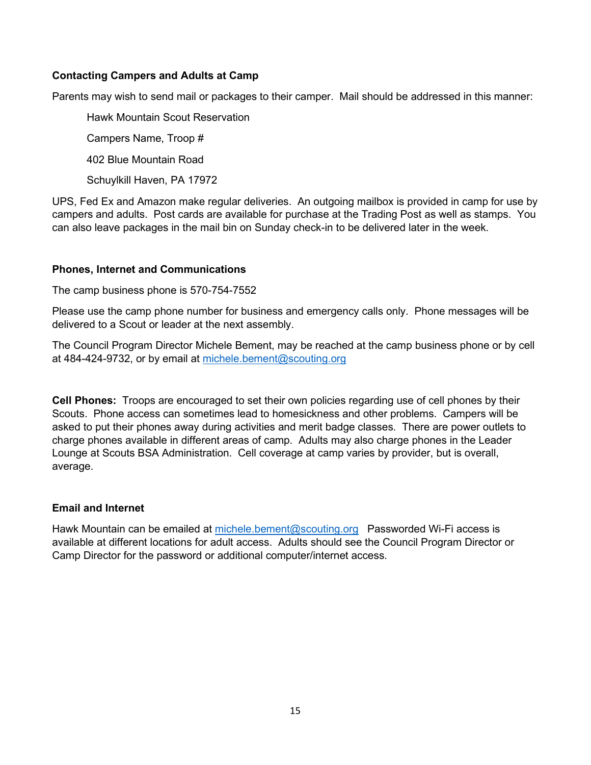**Contacting Campers and Adults at Camp**

Parents may wish to send mail or packages to their camper. Mail should be addressed in this manner:

> Hawk Mountain Scout Reservation
>
> Campers Name, Troop #
>
> 402 Blue Mountain Road
>
> Schuylkill Haven, PA 17972

UPS, Fed Ex and Amazon make regular deliveries. An outgoing mailbox is provided in camp for use by campers and adults. Post cards are available for purchase at the Trading Post as well as stamps. You can also leave packages in the mail bin on Sunday check-in to be delivered later in the week.

**Phones, Internet and Communications**

The camp business phone is 570-754-7552

Please use the camp phone number for business and emergency calls only. Phone messages will be delivered to a Scout or leader at the next assembly.

The Council Program Director Michele Bement, may be reached at the camp business phone or by cell at 484-424-9732, or by email at michele.bement@scouting.org

**Cell Phones:** Troops are encouraged to set their own policies regarding use of cell phones by their Scouts. Phone access can sometimes lead to homesickness and other problems. Campers will be asked to put their phones away during activities and merit badge classes. There are power outlets to charge phones available in different areas of camp. Adults may also charge phones in the Leader Lounge at Scouts BSA Administration. Cell coverage at camp varies by provider, but is overall, average.

**Email and Internet**

Hawk Mountain can be emailed at michele.bement@scouting.org Passworded Wi-Fi access is available at different locations for adult access. Adults should see the Council Program Director or Camp Director for the password or additional computer/internet access.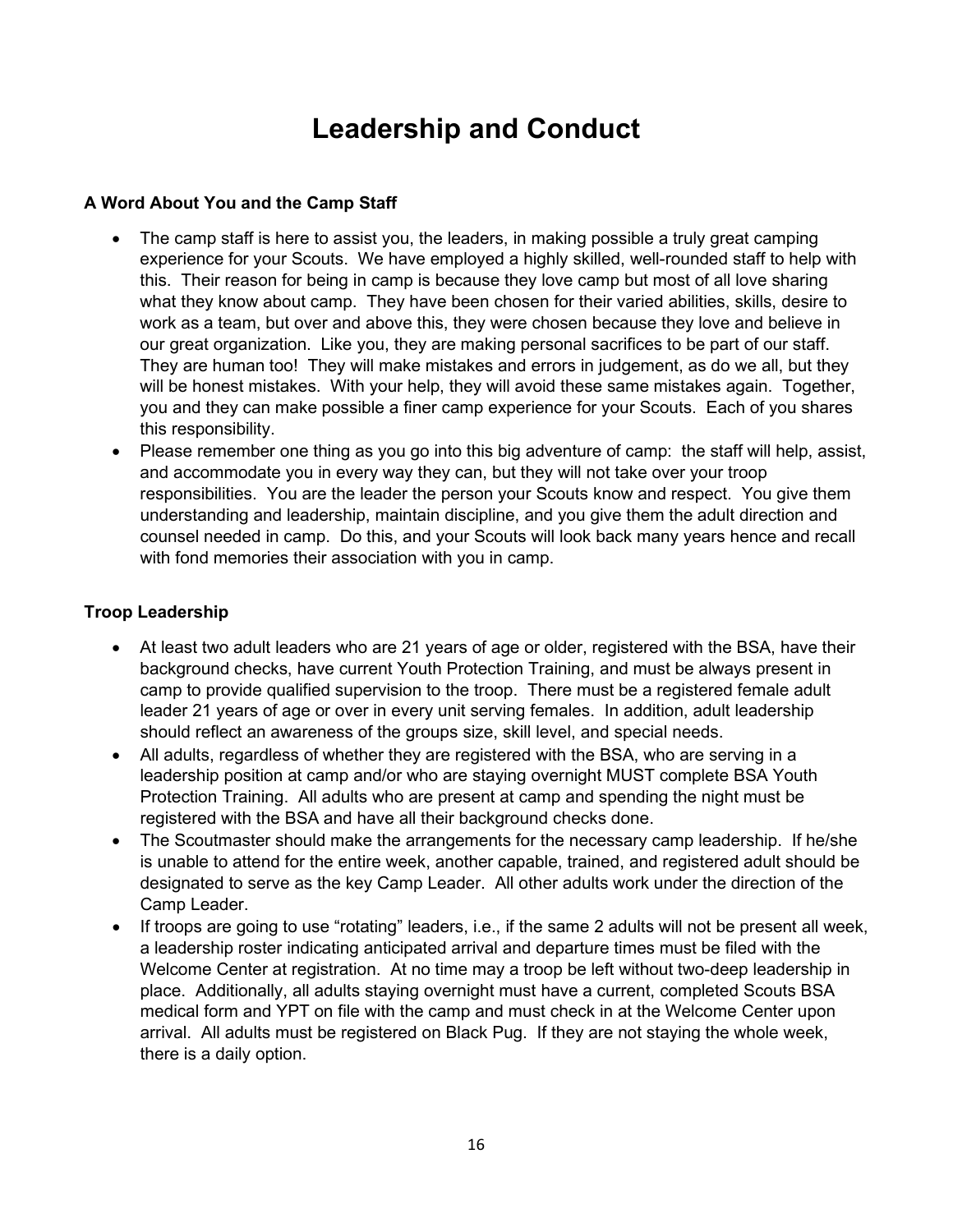# Leadership and Conduct

### A Word About You and the Camp Staff

- The camp staff is here to assist you, the leaders, in making possible a truly great camping experience for your Scouts. We have employed a highly skilled, well-rounded staff to help with this. Their reason for being in camp is because they love camp but most of all love sharing what they know about camp. They have been chosen for their varied abilities, skills, desire to work as a team, but over and above this, they were chosen because they love and believe in our great organization. Like you, they are making personal sacrifices to be part of our staff. They are human too! They will make mistakes and errors in judgement, as do we all, but they will be honest mistakes. With your help, they will avoid these same mistakes again. Together, you and they can make possible a finer camp experience for your Scouts. Each of you shares this responsibility.
- Please remember one thing as you go into this big adventure of camp: the staff will help, assist, and accommodate you in every way they can, but they will not take over your troop responsibilities. You are the leader the person your Scouts know and respect. You give them understanding and leadership, maintain discipline, and you give them the adult direction and counsel needed in camp. Do this, and your Scouts will look back many years hence and recall with fond memories their association with you in camp.

### Troop Leadership

- At least two adult leaders who are 21 years of age or older, registered with the BSA, have their background checks, have current Youth Protection Training, and must be always present in camp to provide qualified supervision to the troop. There must be a registered female adult leader 21 years of age or over in every unit serving females. In addition, adult leadership should reflect an awareness of the groups size, skill level, and special needs.
- All adults, regardless of whether they are registered with the BSA, who are serving in a leadership position at camp and/or who are staying overnight MUST complete BSA Youth Protection Training. All adults who are present at camp and spending the night must be registered with the BSA and have all their background checks done.
- The Scoutmaster should make the arrangements for the necessary camp leadership. If he/she is unable to attend for the entire week, another capable, trained, and registered adult should be designated to serve as the key Camp Leader. All other adults work under the direction of the Camp Leader.
- If troops are going to use "rotating" leaders, i.e., if the same 2 adults will not be present all week, a leadership roster indicating anticipated arrival and departure times must be filed with the Welcome Center at registration. At no time may a troop be left without two-deep leadership in place. Additionally, all adults staying overnight must have a current, completed Scouts BSA medical form and YPT on file with the camp and must check in at the Welcome Center upon arrival. All adults must be registered on Black Pug. If they are not staying the whole week, there is a daily option.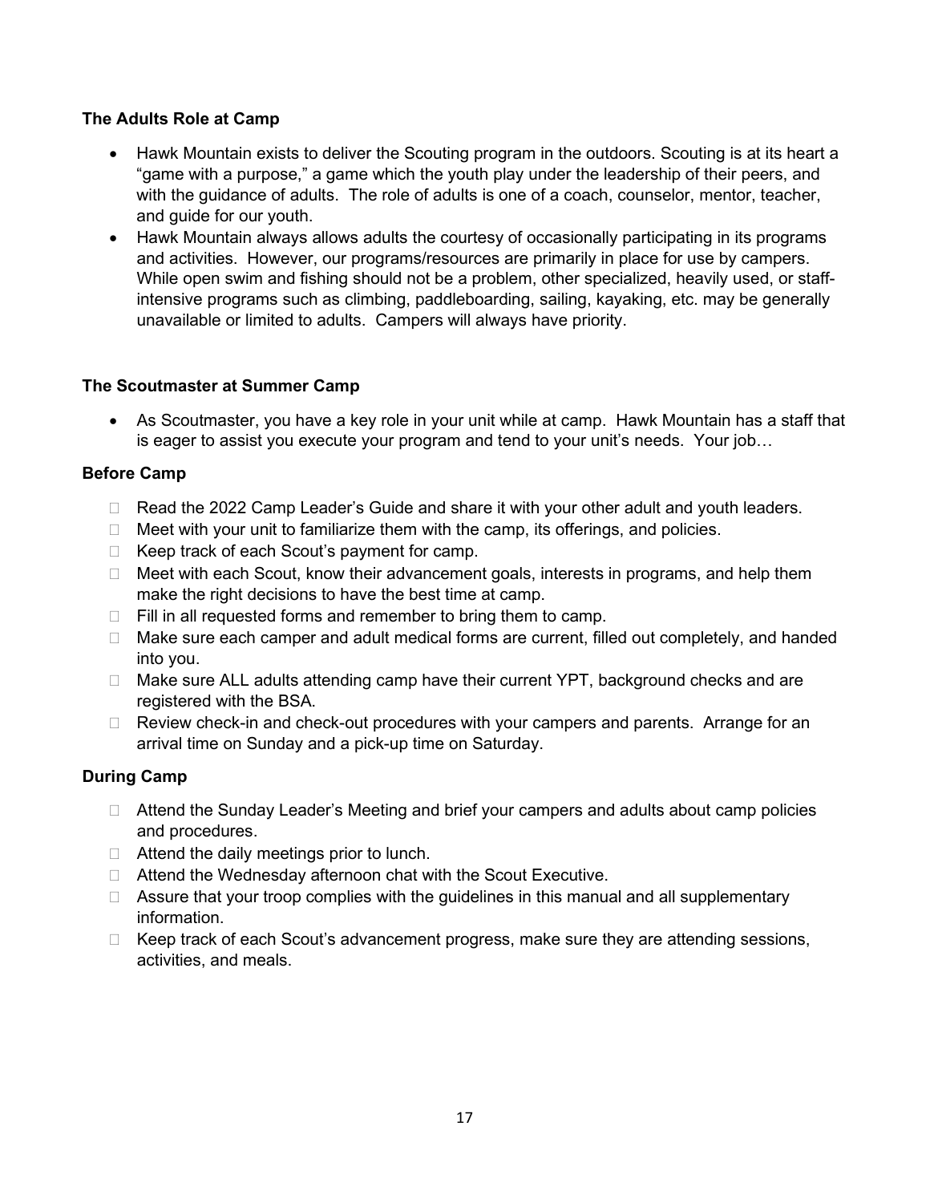### The Adults Role at Camp

- Hawk Mountain exists to deliver the Scouting program in the outdoors. Scouting is at its heart a "game with a purpose," a game which the youth play under the leadership of their peers, and with the guidance of adults. The role of adults is one of a coach, counselor, mentor, teacher, and guide for our youth.
- Hawk Mountain always allows adults the courtesy of occasionally participating in its programs and activities. However, our programs/resources are primarily in place for use by campers. While open swim and fishing should not be a problem, other specialized, heavily used, or staff-intensive programs such as climbing, paddleboarding, sailing, kayaking, etc. may be generally unavailable or limited to adults. Campers will always have priority.

### The Scoutmaster at Summer Camp

- As Scoutmaster, you have a key role in your unit while at camp. Hawk Mountain has a staff that is eager to assist you execute your program and tend to your unit's needs. Your job…

### Before Camp

- [ ] Read the 2022 Camp Leader's Guide and share it with your other adult and youth leaders.
- [ ] Meet with your unit to familiarize them with the camp, its offerings, and policies.
- [ ] Keep track of each Scout's payment for camp.
- [ ] Meet with each Scout, know their advancement goals, interests in programs, and help them make the right decisions to have the best time at camp.
- [ ] Fill in all requested forms and remember to bring them to camp.
- [ ] Make sure each camper and adult medical forms are current, filled out completely, and handed into you.
- [ ] Make sure ALL adults attending camp have their current YPT, background checks and are registered with the BSA.
- [ ] Review check-in and check-out procedures with your campers and parents. Arrange for an arrival time on Sunday and a pick-up time on Saturday.

### During Camp

- [ ] Attend the Sunday Leader's Meeting and brief your campers and adults about camp policies and procedures.
- [ ] Attend the daily meetings prior to lunch.
- [ ] Attend the Wednesday afternoon chat with the Scout Executive.
- [ ] Assure that your troop complies with the guidelines in this manual and all supplementary information.
- [ ] Keep track of each Scout's advancement progress, make sure they are attending sessions, activities, and meals.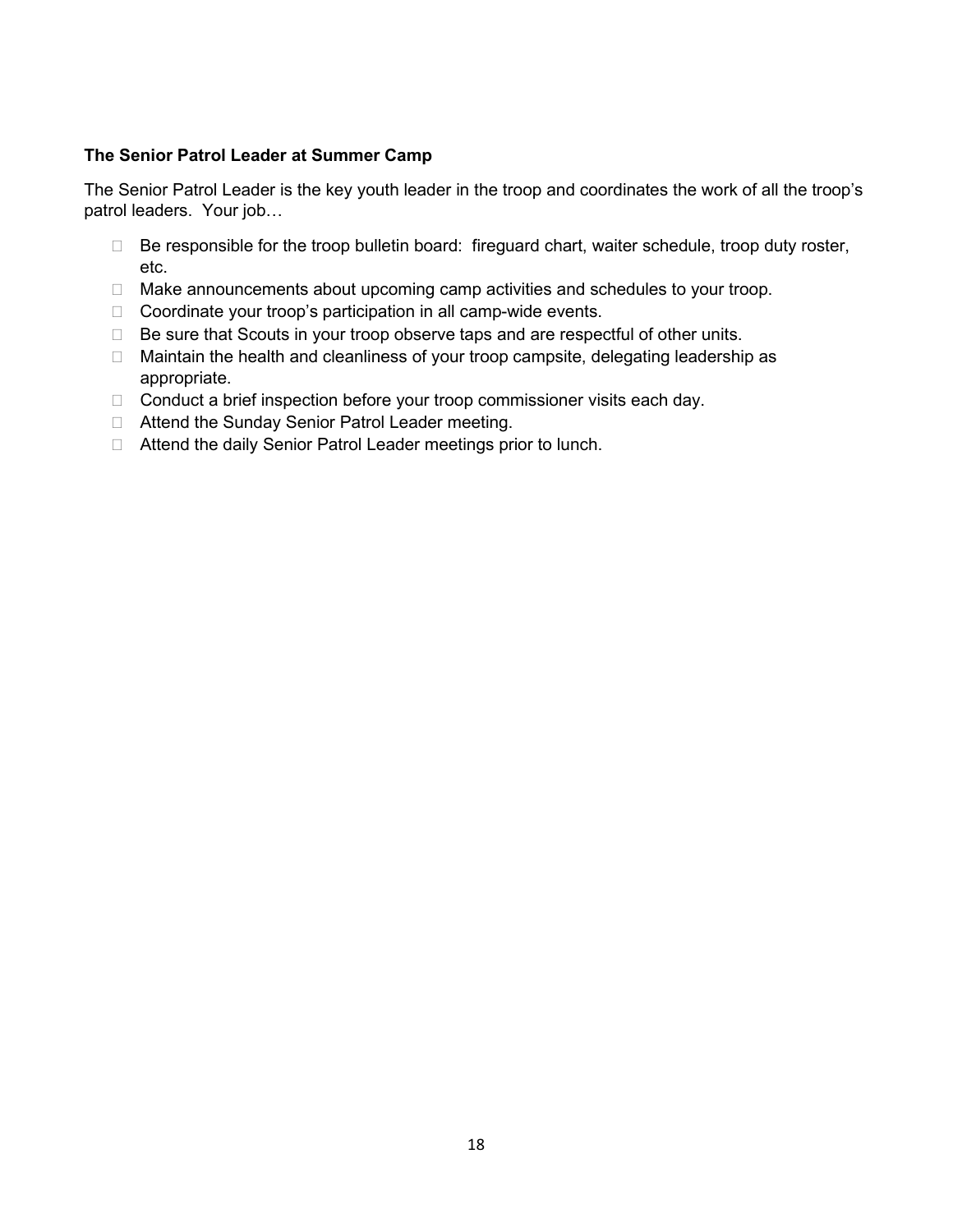**The Senior Patrol Leader at Summer Camp**

The Senior Patrol Leader is the key youth leader in the troop and coordinates the work of all the troop's patrol leaders. Your job…

- Be responsible for the troop bulletin board: fireguard chart, waiter schedule, troop duty roster, etc.
- Make announcements about upcoming camp activities and schedules to your troop.
- Coordinate your troop's participation in all camp-wide events.
- Be sure that Scouts in your troop observe taps and are respectful of other units.
- Maintain the health and cleanliness of your troop campsite, delegating leadership as appropriate.
- Conduct a brief inspection before your troop commissioner visits each day.
- Attend the Sunday Senior Patrol Leader meeting.
- Attend the daily Senior Patrol Leader meetings prior to lunch.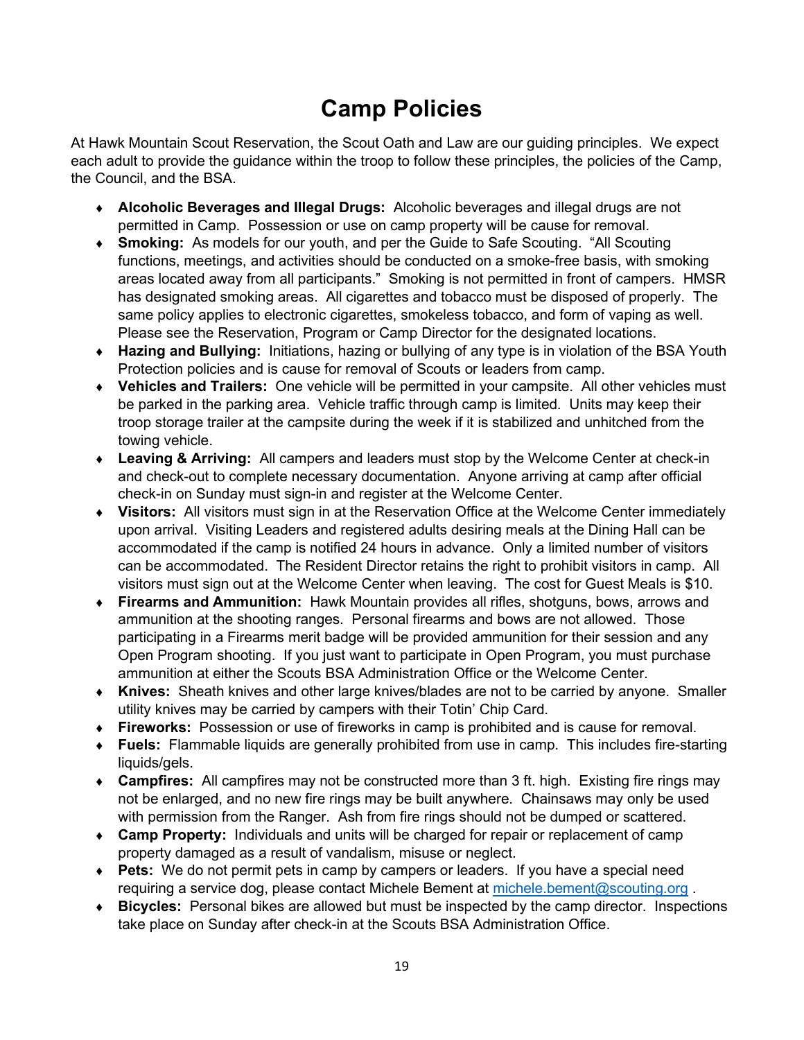# Camp Policies

At Hawk Mountain Scout Reservation, the Scout Oath and Law are our guiding principles. We expect each adult to provide the guidance within the troop to follow these principles, the policies of the Camp, the Council, and the BSA.

- **Alcoholic Beverages and Illegal Drugs:** Alcoholic beverages and illegal drugs are not permitted in Camp. Possession or use on camp property will be cause for removal.
- **Smoking:** As models for our youth, and per the Guide to Safe Scouting. "All Scouting functions, meetings, and activities should be conducted on a smoke-free basis, with smoking areas located away from all participants." Smoking is not permitted in front of campers. HMSR has designated smoking areas. All cigarettes and tobacco must be disposed of properly. The same policy applies to electronic cigarettes, smokeless tobacco, and form of vaping as well. Please see the Reservation, Program or Camp Director for the designated locations.
- **Hazing and Bullying:** Initiations, hazing or bullying of any type is in violation of the BSA Youth Protection policies and is cause for removal of Scouts or leaders from camp.
- **Vehicles and Trailers:** One vehicle will be permitted in your campsite. All other vehicles must be parked in the parking area. Vehicle traffic through camp is limited. Units may keep their troop storage trailer at the campsite during the week if it is stabilized and unhitched from the towing vehicle.
- **Leaving & Arriving:** All campers and leaders must stop by the Welcome Center at check-in and check-out to complete necessary documentation. Anyone arriving at camp after official check-in on Sunday must sign-in and register at the Welcome Center.
- **Visitors:** All visitors must sign in at the Reservation Office at the Welcome Center immediately upon arrival. Visiting Leaders and registered adults desiring meals at the Dining Hall can be accommodated if the camp is notified 24 hours in advance. Only a limited number of visitors can be accommodated. The Resident Director retains the right to prohibit visitors in camp. All visitors must sign out at the Welcome Center when leaving. The cost for Guest Meals is $10.
- **Firearms and Ammunition:** Hawk Mountain provides all rifles, shotguns, bows, arrows and ammunition at the shooting ranges. Personal firearms and bows are not allowed. Those participating in a Firearms merit badge will be provided ammunition for their session and any Open Program shooting. If you just want to participate in Open Program, you must purchase ammunition at either the Scouts BSA Administration Office or the Welcome Center.
- **Knives:** Sheath knives and other large knives/blades are not to be carried by anyone. Smaller utility knives may be carried by campers with their Totin' Chip Card.
- **Fireworks:** Possession or use of fireworks in camp is prohibited and is cause for removal.
- **Fuels:** Flammable liquids are generally prohibited from use in camp. This includes fire-starting liquids/gels.
- **Campfires:** All campfires may not be constructed more than 3 ft. high. Existing fire rings may not be enlarged, and no new fire rings may be built anywhere. Chainsaws may only be used with permission from the Ranger. Ash from fire rings should not be dumped or scattered.
- **Camp Property:** Individuals and units will be charged for repair or replacement of camp property damaged as a result of vandalism, misuse or neglect.
- **Pets:** We do not permit pets in camp by campers or leaders. If you have a special need requiring a service dog, please contact Michele Bement at [michele.bement@scouting.org](mailto:michele.bement@scouting.org) .
- **Bicycles:** Personal bikes are allowed but must be inspected by the camp director. Inspections take place on Sunday after check-in at the Scouts BSA Administration Office.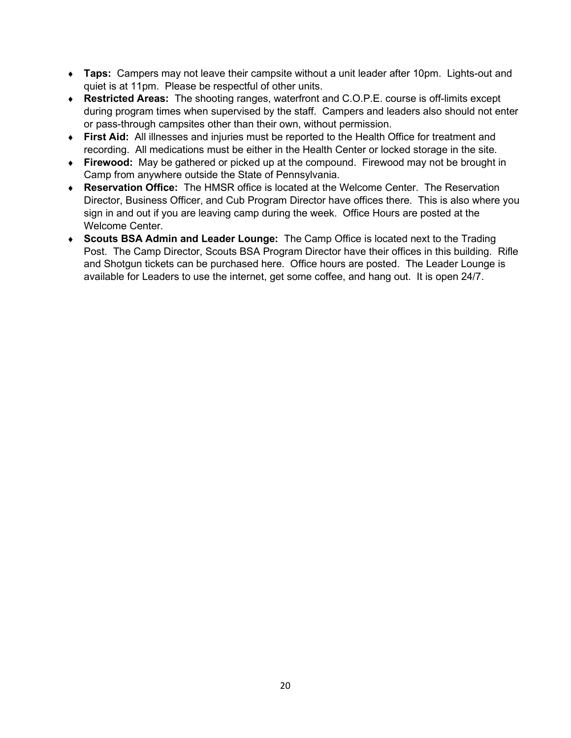- **Taps:** Campers may not leave their campsite without a unit leader after 10pm. Lights-out and quiet is at 11pm. Please be respectful of other units.
- **Restricted Areas:** The shooting ranges, waterfront and C.O.P.E. course is off-limits except during program times when supervised by the staff. Campers and leaders also should not enter or pass-through campsites other than their own, without permission.
- **First Aid:** All illnesses and injuries must be reported to the Health Office for treatment and recording. All medications must be either in the Health Center or locked storage in the site.
- **Firewood:** May be gathered or picked up at the compound. Firewood may not be brought in Camp from anywhere outside the State of Pennsylvania.
- **Reservation Office:** The HMSR office is located at the Welcome Center. The Reservation Director, Business Officer, and Cub Program Director have offices there. This is also where you sign in and out if you are leaving camp during the week. Office Hours are posted at the Welcome Center.
- **Scouts BSA Admin and Leader Lounge:** The Camp Office is located next to the Trading Post. The Camp Director, Scouts BSA Program Director have their offices in this building. Rifle and Shotgun tickets can be purchased here. Office hours are posted. The Leader Lounge is available for Leaders to use the internet, get some coffee, and hang out. It is open 24/7.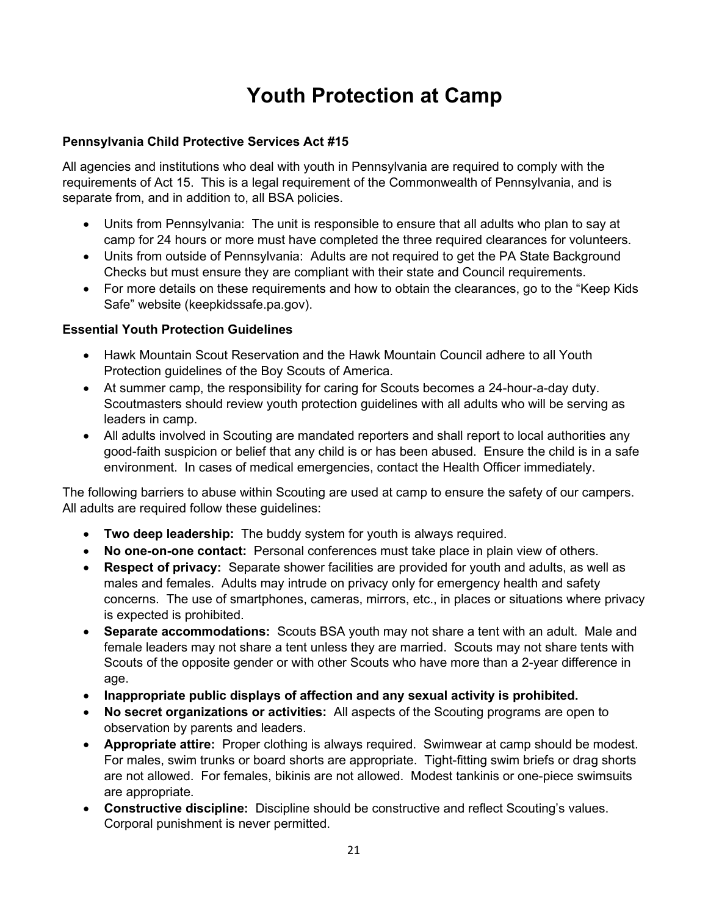# Youth Protection at Camp

**Pennsylvania Child Protective Services Act #15**

All agencies and institutions who deal with youth in Pennsylvania are required to comply with the requirements of Act 15. This is a legal requirement of the Commonwealth of Pennsylvania, and is separate from, and in addition to, all BSA policies.

- Units from Pennsylvania: The unit is responsible to ensure that all adults who plan to say at camp for 24 hours or more must have completed the three required clearances for volunteers.
- Units from outside of Pennsylvania: Adults are not required to get the PA State Background Checks but must ensure they are compliant with their state and Council requirements.
- For more details on these requirements and how to obtain the clearances, go to the "Keep Kids Safe" website (keepkidssafe.pa.gov).

**Essential Youth Protection Guidelines**

- Hawk Mountain Scout Reservation and the Hawk Mountain Council adhere to all Youth Protection guidelines of the Boy Scouts of America.
- At summer camp, the responsibility for caring for Scouts becomes a 24-hour-a-day duty. Scoutmasters should review youth protection guidelines with all adults who will be serving as leaders in camp.
- All adults involved in Scouting are mandated reporters and shall report to local authorities any good-faith suspicion or belief that any child is or has been abused. Ensure the child is in a safe environment. In cases of medical emergencies, contact the Health Officer immediately.

The following barriers to abuse within Scouting are used at camp to ensure the safety of our campers. All adults are required follow these guidelines:

- **Two deep leadership:** The buddy system for youth is always required.
- **No one-on-one contact:** Personal conferences must take place in plain view of others.
- **Respect of privacy:** Separate shower facilities are provided for youth and adults, as well as males and females. Adults may intrude on privacy only for emergency health and safety concerns. The use of smartphones, cameras, mirrors, etc., in places or situations where privacy is expected is prohibited.
- **Separate accommodations:** Scouts BSA youth may not share a tent with an adult. Male and female leaders may not share a tent unless they are married. Scouts may not share tents with Scouts of the opposite gender or with other Scouts who have more than a 2-year difference in age.
- **Inappropriate public displays of affection and any sexual activity is prohibited.**
- **No secret organizations or activities:** All aspects of the Scouting programs are open to observation by parents and leaders.
- **Appropriate attire:** Proper clothing is always required. Swimwear at camp should be modest. For males, swim trunks or board shorts are appropriate. Tight-fitting swim briefs or drag shorts are not allowed. For females, bikinis are not allowed. Modest tankinis or one-piece swimsuits are appropriate.
- **Constructive discipline:** Discipline should be constructive and reflect Scouting's values. Corporal punishment is never permitted.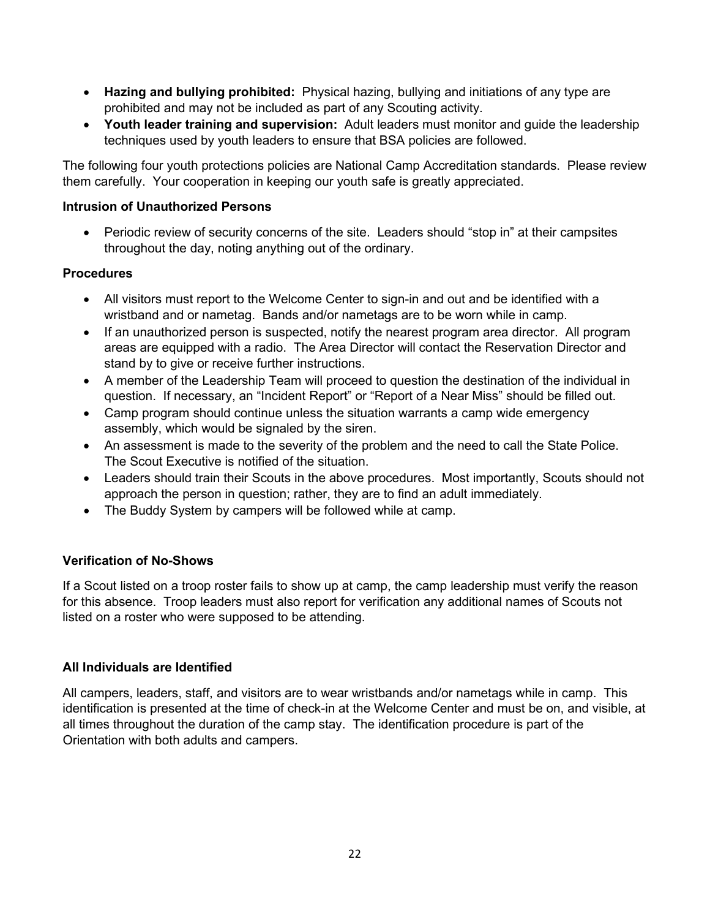- **Hazing and bullying prohibited:** Physical hazing, bullying and initiations of any type are prohibited and may not be included as part of any Scouting activity.
- **Youth leader training and supervision:** Adult leaders must monitor and guide the leadership techniques used by youth leaders to ensure that BSA policies are followed.

The following four youth protections policies are National Camp Accreditation standards. Please review them carefully. Your cooperation in keeping our youth safe is greatly appreciated.

**Intrusion of Unauthorized Persons**

- Periodic review of security concerns of the site. Leaders should "stop in" at their campsites throughout the day, noting anything out of the ordinary.

**Procedures**

- All visitors must report to the Welcome Center to sign-in and out and be identified with a wristband and or nametag. Bands and/or nametags are to be worn while in camp.
- If an unauthorized person is suspected, notify the nearest program area director. All program areas are equipped with a radio. The Area Director will contact the Reservation Director and stand by to give or receive further instructions.
- A member of the Leadership Team will proceed to question the destination of the individual in question. If necessary, an "Incident Report" or "Report of a Near Miss" should be filled out.
- Camp program should continue unless the situation warrants a camp wide emergency assembly, which would be signaled by the siren.
- An assessment is made to the severity of the problem and the need to call the State Police. The Scout Executive is notified of the situation.
- Leaders should train their Scouts in the above procedures. Most importantly, Scouts should not approach the person in question; rather, they are to find an adult immediately.
- The Buddy System by campers will be followed while at camp.

**Verification of No-Shows**

If a Scout listed on a troop roster fails to show up at camp, the camp leadership must verify the reason for this absence. Troop leaders must also report for verification any additional names of Scouts not listed on a roster who were supposed to be attending.

**All Individuals are Identified**

All campers, leaders, staff, and visitors are to wear wristbands and/or nametags while in camp. This identification is presented at the time of check-in at the Welcome Center and must be on, and visible, at all times throughout the duration of the camp stay. The identification procedure is part of the Orientation with both adults and campers.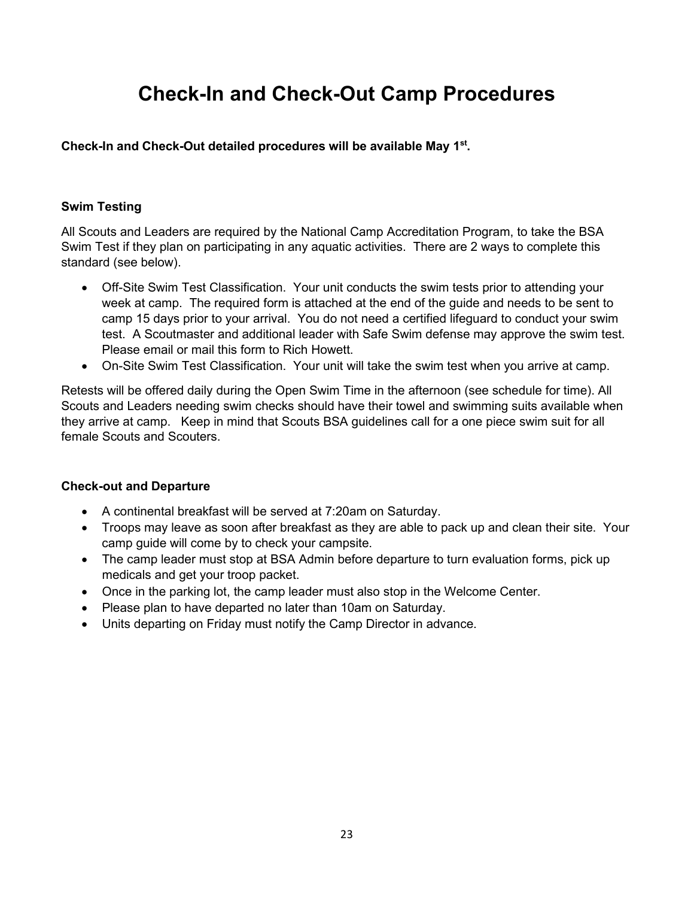# Check-In and Check-Out Camp Procedures

**Check-In and Check-Out detailed procedures will be available May 1st.**

### Swim Testing

All Scouts and Leaders are required by the National Camp Accreditation Program, to take the BSA Swim Test if they plan on participating in any aquatic activities. There are 2 ways to complete this standard (see below).

- Off-Site Swim Test Classification. Your unit conducts the swim tests prior to attending your week at camp. The required form is attached at the end of the guide and needs to be sent to camp 15 days prior to your arrival. You do not need a certified lifeguard to conduct your swim test. A Scoutmaster and additional leader with Safe Swim defense may approve the swim test. Please email or mail this form to Rich Howett.
- On-Site Swim Test Classification. Your unit will take the swim test when you arrive at camp.

Retests will be offered daily during the Open Swim Time in the afternoon (see schedule for time). All Scouts and Leaders needing swim checks should have their towel and swimming suits available when they arrive at camp. Keep in mind that Scouts BSA guidelines call for a one piece swim suit for all female Scouts and Scouters.

### Check-out and Departure

- A continental breakfast will be served at 7:20am on Saturday.
- Troops may leave as soon after breakfast as they are able to pack up and clean their site. Your camp guide will come by to check your campsite.
- The camp leader must stop at BSA Admin before departure to turn evaluation forms, pick up medicals and get your troop packet.
- Once in the parking lot, the camp leader must also stop in the Welcome Center.
- Please plan to have departed no later than 10am on Saturday.
- Units departing on Friday must notify the Camp Director in advance.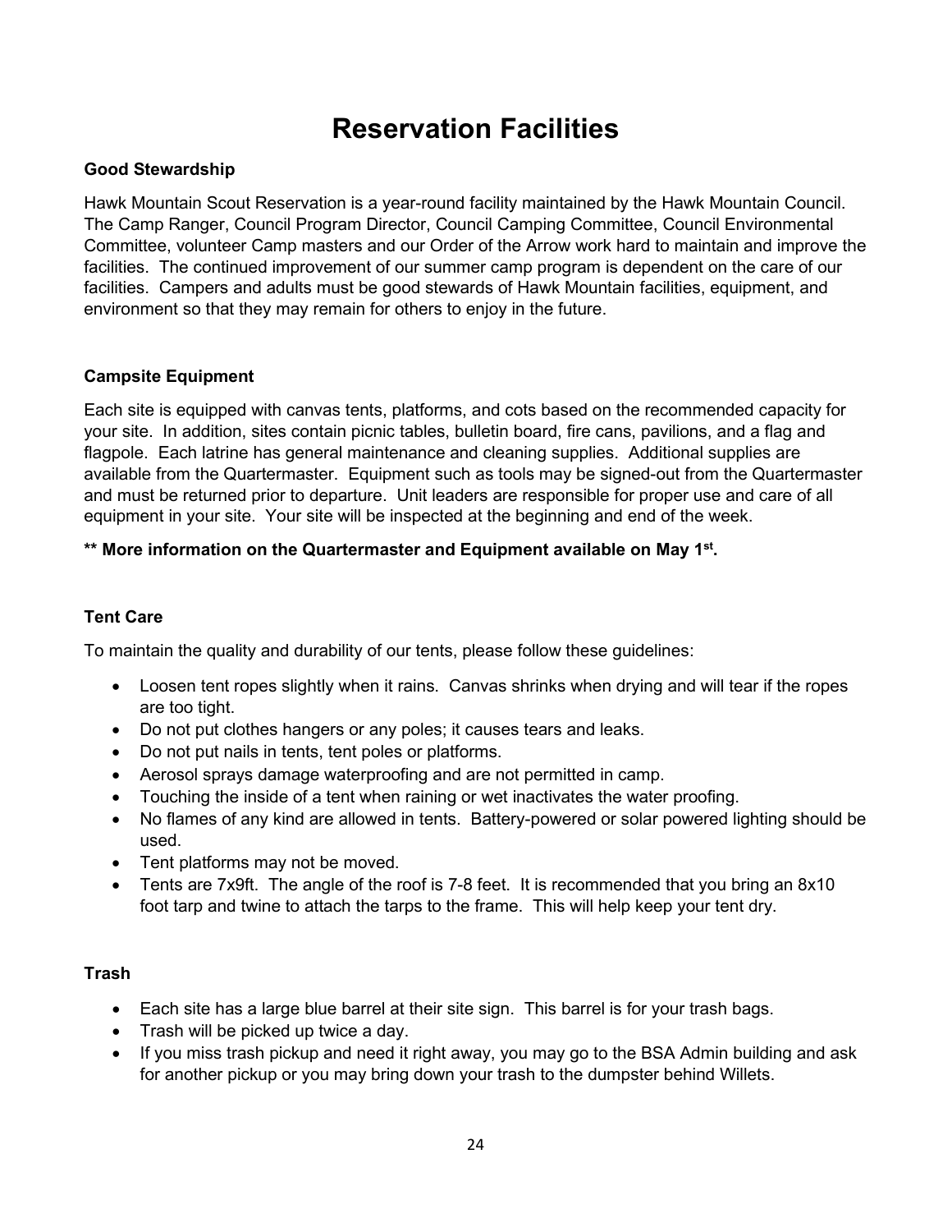# Reservation Facilities

### Good Stewardship

Hawk Mountain Scout Reservation is a year-round facility maintained by the Hawk Mountain Council. The Camp Ranger, Council Program Director, Council Camping Committee, Council Environmental Committee, volunteer Camp masters and our Order of the Arrow work hard to maintain and improve the facilities. The continued improvement of our summer camp program is dependent on the care of our facilities. Campers and adults must be good stewards of Hawk Mountain facilities, equipment, and environment so that they may remain for others to enjoy in the future.

### Campsite Equipment

Each site is equipped with canvas tents, platforms, and cots based on the recommended capacity for your site. In addition, sites contain picnic tables, bulletin board, fire cans, pavilions, and a flag and flagpole. Each latrine has general maintenance and cleaning supplies. Additional supplies are available from the Quartermaster. Equipment such as tools may be signed-out from the Quartermaster and must be returned prior to departure. Unit leaders are responsible for proper use and care of all equipment in your site. Your site will be inspected at the beginning and end of the week.

**** More information on the Quartermaster and Equipment available on May 1st.**

### Tent Care

To maintain the quality and durability of our tents, please follow these guidelines:

- Loosen tent ropes slightly when it rains. Canvas shrinks when drying and will tear if the ropes are too tight.
- Do not put clothes hangers or any poles; it causes tears and leaks.
- Do not put nails in tents, tent poles or platforms.
- Aerosol sprays damage waterproofing and are not permitted in camp.
- Touching the inside of a tent when raining or wet inactivates the water proofing.
- No flames of any kind are allowed in tents. Battery-powered or solar powered lighting should be used.
- Tent platforms may not be moved.
- Tents are 7x9ft. The angle of the roof is 7-8 feet. It is recommended that you bring an 8x10 foot tarp and twine to attach the tarps to the frame. This will help keep your tent dry.

### Trash

- Each site has a large blue barrel at their site sign. This barrel is for your trash bags.
- Trash will be picked up twice a day.
- If you miss trash pickup and need it right away, you may go to the BSA Admin building and ask for another pickup or you may bring down your trash to the dumpster behind Willets.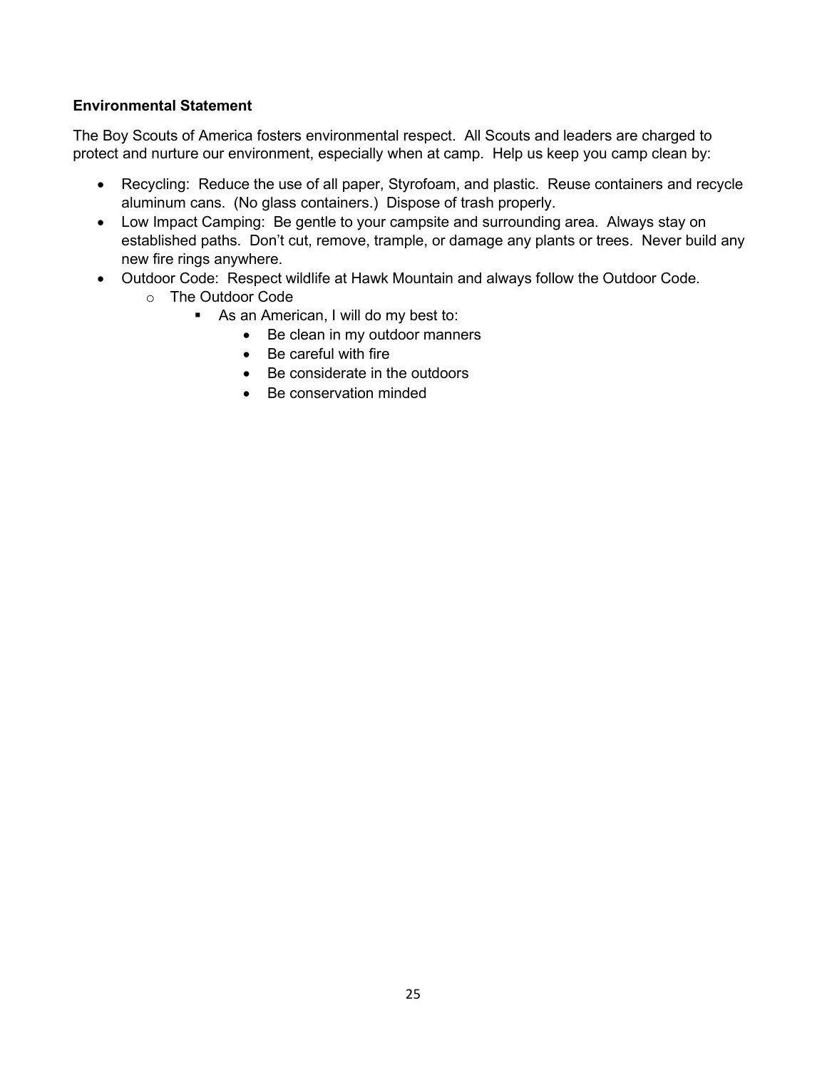**Environmental Statement**

The Boy Scouts of America fosters environmental respect. All Scouts and leaders are charged to protect and nurture our environment, especially when at camp. Help us keep you camp clean by:

- Recycling: Reduce the use of all paper, Styrofoam, and plastic. Reuse containers and recycle aluminum cans. (No glass containers.) Dispose of trash properly.
- Low Impact Camping: Be gentle to your campsite and surrounding area. Always stay on established paths. Don't cut, remove, trample, or damage any plants or trees. Never build any new fire rings anywhere.
- Outdoor Code: Respect wildlife at Hawk Mountain and always follow the Outdoor Code.
    - The Outdoor Code
        - As an American, I will do my best to:
            - Be clean in my outdoor manners
            - Be careful with fire
            - Be considerate in the outdoors
            - Be conservation minded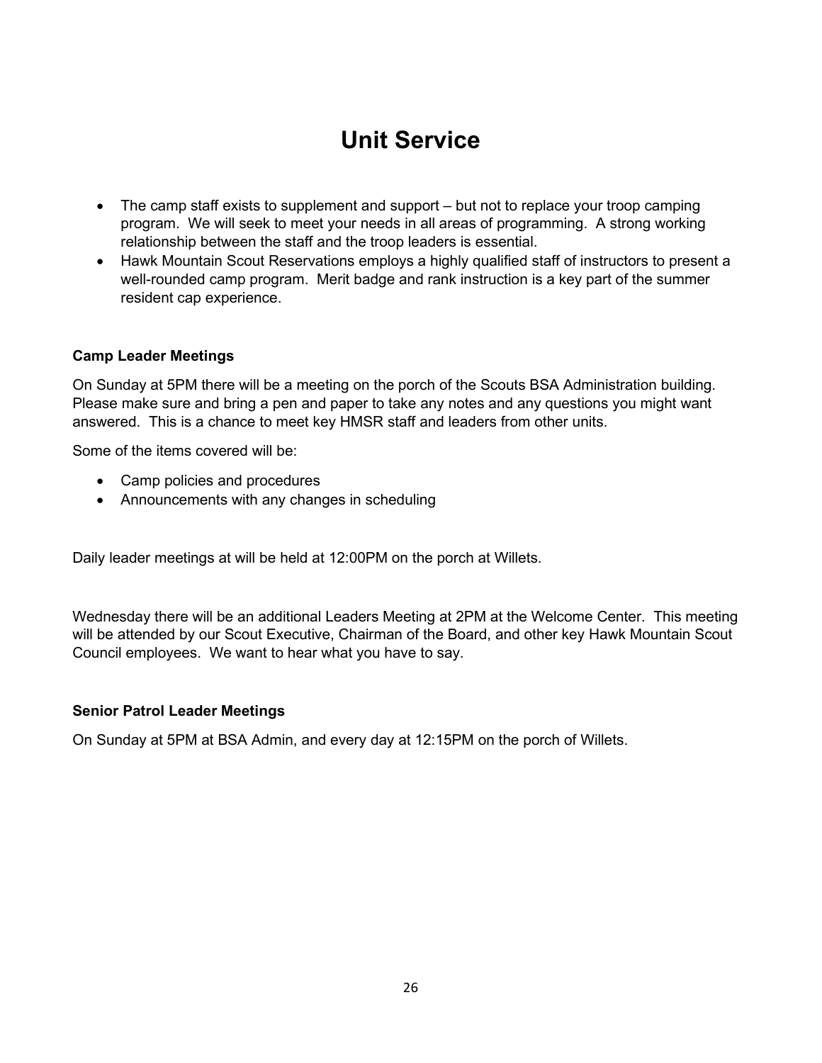# Unit Service

- The camp staff exists to supplement and support – but not to replace your troop camping program. We will seek to meet your needs in all areas of programming. A strong working relationship between the staff and the troop leaders is essential.
- Hawk Mountain Scout Reservations employs a highly qualified staff of instructors to present a well-rounded camp program. Merit badge and rank instruction is a key part of the summer resident cap experience.

**Camp Leader Meetings**

On Sunday at 5PM there will be a meeting on the porch of the Scouts BSA Administration building. Please make sure and bring a pen and paper to take any notes and any questions you might want answered. This is a chance to meet key HMSR staff and leaders from other units.

Some of the items covered will be:

- Camp policies and procedures
- Announcements with any changes in scheduling

Daily leader meetings at will be held at 12:00PM on the porch at Willets.

Wednesday there will be an additional Leaders Meeting at 2PM at the Welcome Center. This meeting will be attended by our Scout Executive, Chairman of the Board, and other key Hawk Mountain Scout Council employees. We want to hear what you have to say.

**Senior Patrol Leader Meetings**

On Sunday at 5PM at BSA Admin, and every day at 12:15PM on the porch of Willets.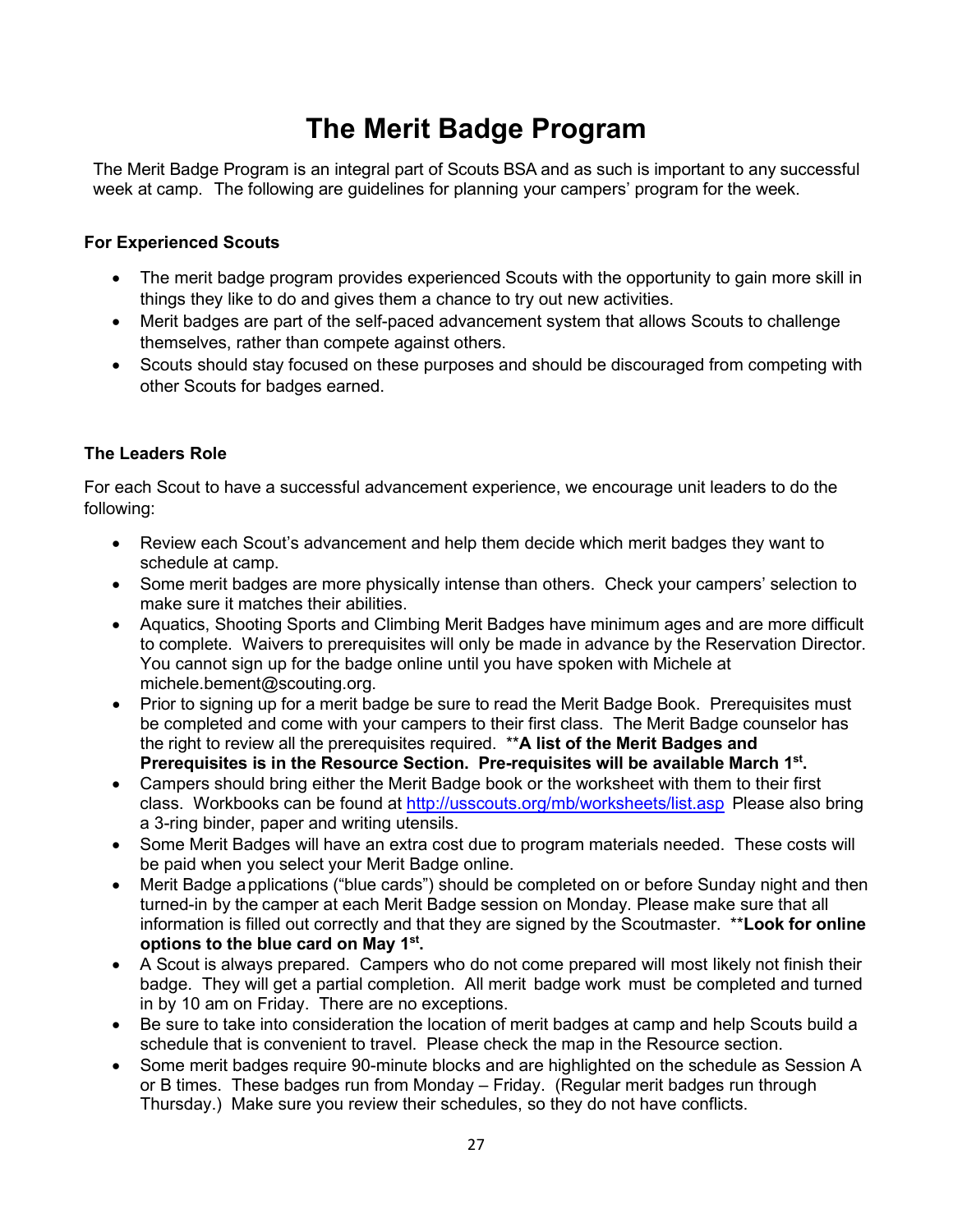# The Merit Badge Program

The Merit Badge Program is an integral part of Scouts BSA and as such is important to any successful week at camp. The following are guidelines for planning your campers' program for the week.

**For Experienced Scouts**

- The merit badge program provides experienced Scouts with the opportunity to gain more skill in things they like to do and gives them a chance to try out new activities.
- Merit badges are part of the self-paced advancement system that allows Scouts to challenge themselves, rather than compete against others.
- Scouts should stay focused on these purposes and should be discouraged from competing with other Scouts for badges earned.

**The Leaders Role**

For each Scout to have a successful advancement experience, we encourage unit leaders to do the following:

- Review each Scout's advancement and help them decide which merit badges they want to schedule at camp.
- Some merit badges are more physically intense than others. Check your campers' selection to make sure it matches their abilities.
- Aquatics, Shooting Sports and Climbing Merit Badges have minimum ages and are more difficult to complete. Waivers to prerequisites will only be made in advance by the Reservation Director. You cannot sign up for the badge online until you have spoken with Michele at michele.bement@scouting.org.
- Prior to signing up for a merit badge be sure to read the Merit Badge Book. Prerequisites must be completed and come with your campers to their first class. The Merit Badge counselor has the right to review all the prerequisites required. ****A list of the Merit Badges and Prerequisites is in the Resource Section. Pre-requisites will be available March 1st.**
- Campers should bring either the Merit Badge book or the worksheet with them to their first class. Workbooks can be found at http://usscouts.org/mb/worksheets/list.asp Please also bring a 3-ring binder, paper and writing utensils.
- Some Merit Badges will have an extra cost due to program materials needed. These costs will be paid when you select your Merit Badge online.
- Merit Badge applications ("blue cards") should be completed on or before Sunday night and then turned-in by the camper at each Merit Badge session on Monday. Please make sure that all information is filled out correctly and that they are signed by the Scoutmaster. ****Look for online options to the blue card on May 1st.**
- A Scout is always prepared. Campers who do not come prepared will most likely not finish their badge. They will get a partial completion. All merit badge work must be completed and turned in by 10 am on Friday. There are no exceptions.
- Be sure to take into consideration the location of merit badges at camp and help Scouts build a schedule that is convenient to travel. Please check the map in the Resource section.
- Some merit badges require 90-minute blocks and are highlighted on the schedule as Session A or B times. These badges run from Monday – Friday. (Regular merit badges run through Thursday.) Make sure you review their schedules, so they do not have conflicts.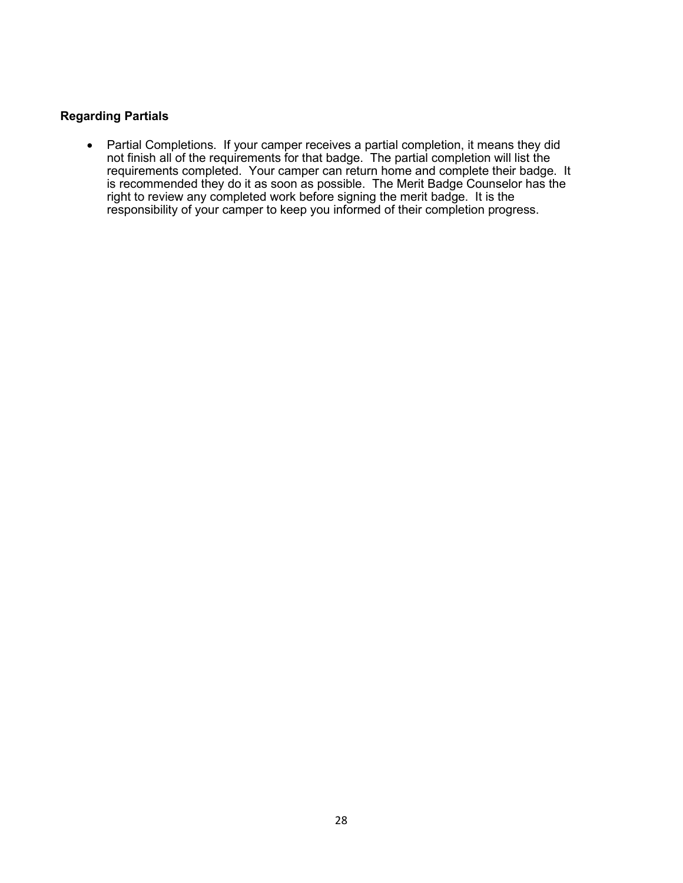**Regarding Partials**

- Partial Completions. If your camper receives a partial completion, it means they did not finish all of the requirements for that badge. The partial completion will list the requirements completed. Your camper can return home and complete their badge. It is recommended they do it as soon as possible. The Merit Badge Counselor has the right to review any completed work before signing the merit badge. It is the responsibility of your camper to keep you informed of their completion progress.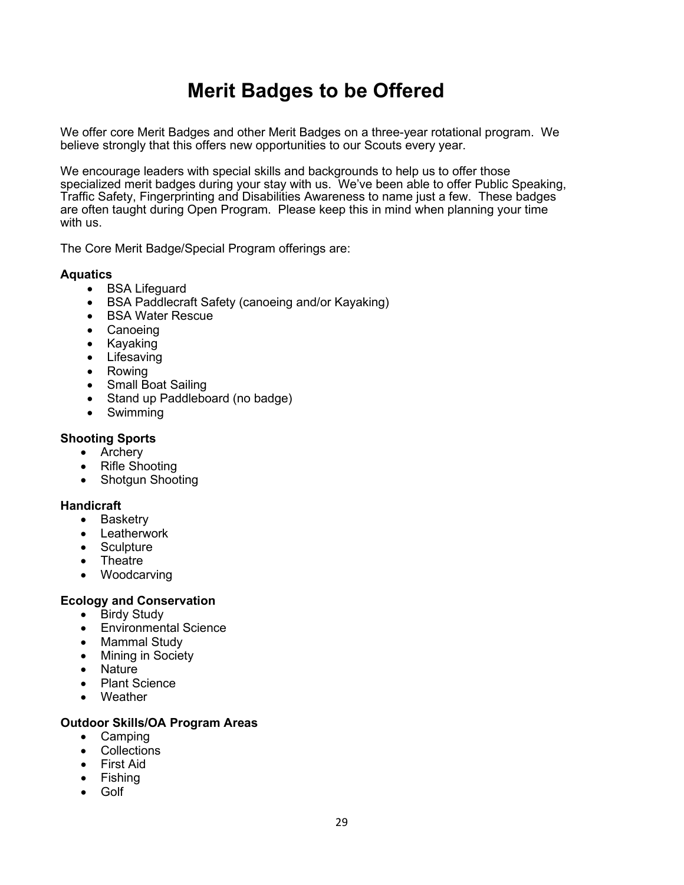# Merit Badges to be Offered

We offer core Merit Badges and other Merit Badges on a three-year rotational program. We believe strongly that this offers new opportunities to our Scouts every year.

We encourage leaders with special skills and backgrounds to help us to offer those specialized merit badges during your stay with us. We've been able to offer Public Speaking, Traffic Safety, Fingerprinting and Disabilities Awareness to name just a few. These badges are often taught during Open Program. Please keep this in mind when planning your time with us.

The Core Merit Badge/Special Program offerings are:

**Aquatics**

- BSA Lifeguard
- BSA Paddlecraft Safety (canoeing and/or Kayaking)
- BSA Water Rescue
- Canoeing
- Kayaking
- Lifesaving
- Rowing
- Small Boat Sailing
- Stand up Paddleboard (no badge)
- Swimming

**Shooting Sports**

- Archery
- Rifle Shooting
- Shotgun Shooting

**Handicraft**

- Basketry
- Leatherwork
- Sculpture
- Theatre
- Woodcarving

**Ecology and Conservation**

- Birdy Study
- Environmental Science
- Mammal Study
- Mining in Society
- Nature
- Plant Science
- Weather

**Outdoor Skills/OA Program Areas**

- Camping
- Collections
- First Aid
- Fishing
- Golf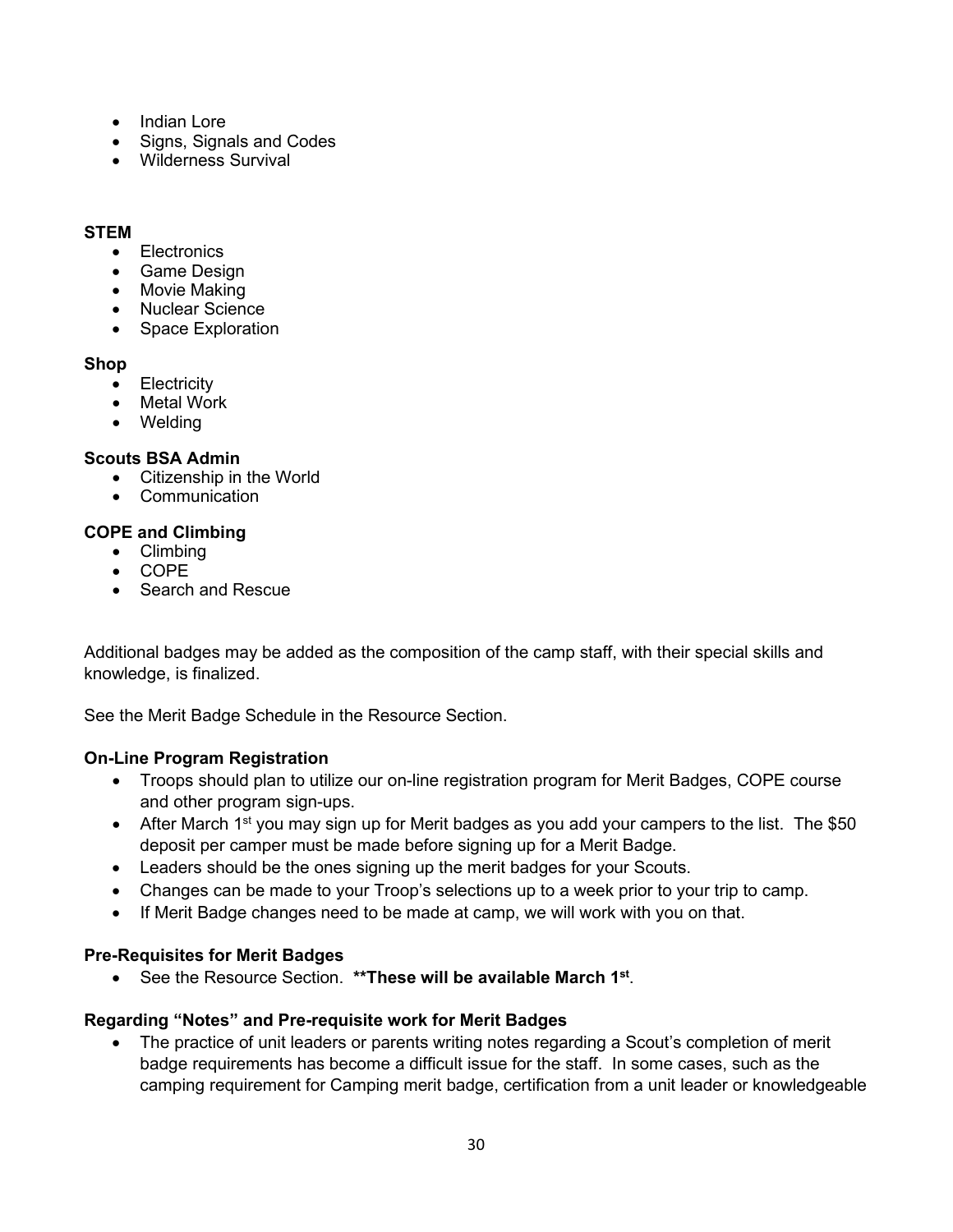- Indian Lore
- Signs, Signals and Codes
- Wilderness Survival

**STEM**

- Electronics
- Game Design
- Movie Making
- Nuclear Science
- Space Exploration

**Shop**

- Electricity
- Metal Work
- Welding

**Scouts BSA Admin**

- Citizenship in the World
- Communication

**COPE and Climbing**

- Climbing
- COPE
- Search and Rescue

Additional badges may be added as the composition of the camp staff, with their special skills and knowledge, is finalized.

See the Merit Badge Schedule in the Resource Section.

**On-Line Program Registration**

- Troops should plan to utilize our on-line registration program for Merit Badges, COPE course and other program sign-ups.
- After March 1st you may sign up for Merit badges as you add your campers to the list. The $50 deposit per camper must be made before signing up for a Merit Badge.
- Leaders should be the ones signing up the merit badges for your Scouts.
- Changes can be made to your Troop's selections up to a week prior to your trip to camp.
- If Merit Badge changes need to be made at camp, we will work with you on that.

**Pre-Requisites for Merit Badges**

- See the Resource Section. **\*\*These will be available March 1st**.

**Regarding "Notes" and Pre-requisite work for Merit Badges**

- The practice of unit leaders or parents writing notes regarding a Scout's completion of merit badge requirements has become a difficult issue for the staff. In some cases, such as the camping requirement for Camping merit badge, certification from a unit leader or knowledgeable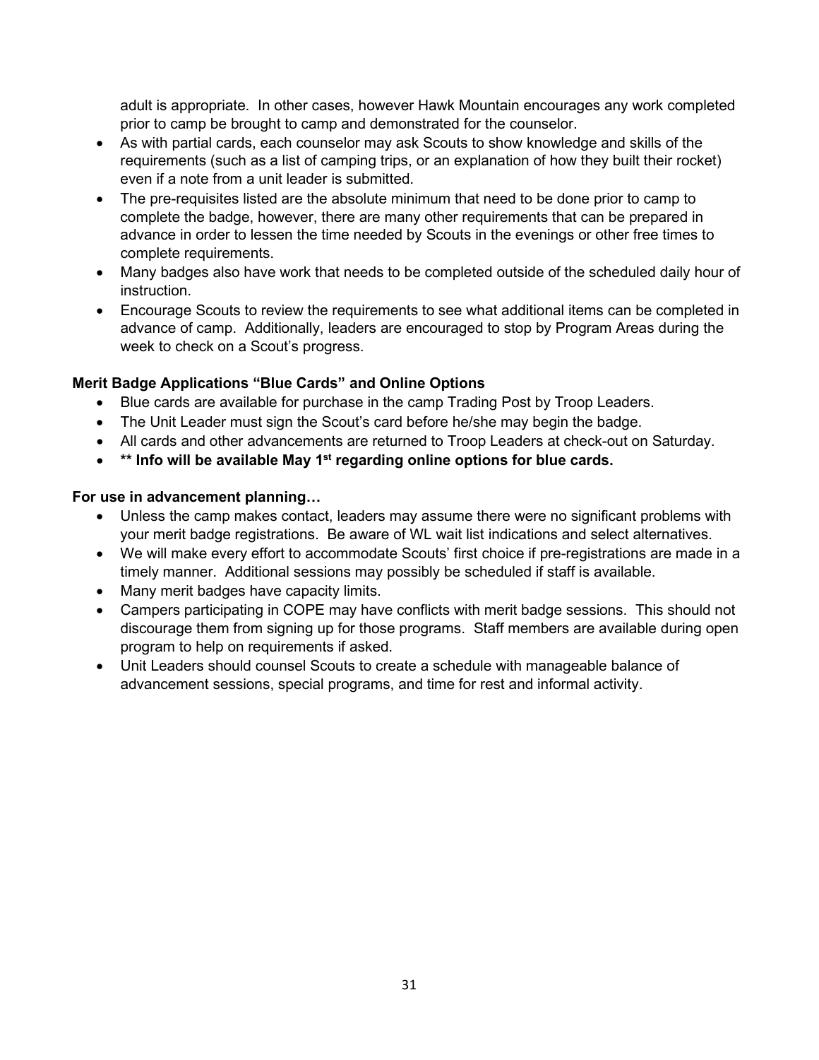adult is appropriate. In other cases, however Hawk Mountain encourages any work completed prior to camp be brought to camp and demonstrated for the counselor.

- As with partial cards, each counselor may ask Scouts to show knowledge and skills of the requirements (such as a list of camping trips, or an explanation of how they built their rocket) even if a note from a unit leader is submitted.
- The pre-requisites listed are the absolute minimum that need to be done prior to camp to complete the badge, however, there are many other requirements that can be prepared in advance in order to lessen the time needed by Scouts in the evenings or other free times to complete requirements.
- Many badges also have work that needs to be completed outside of the scheduled daily hour of instruction.
- Encourage Scouts to review the requirements to see what additional items can be completed in advance of camp. Additionally, leaders are encouraged to stop by Program Areas during the week to check on a Scout's progress.

**Merit Badge Applications "Blue Cards" and Online Options**

- Blue cards are available for purchase in the camp Trading Post by Troop Leaders.
- The Unit Leader must sign the Scout's card before he/she may begin the badge.
- All cards and other advancements are returned to Troop Leaders at check-out on Saturday.
- **\*\* Info will be available May 1st regarding online options for blue cards.**

**For use in advancement planning…**

- Unless the camp makes contact, leaders may assume there were no significant problems with your merit badge registrations. Be aware of WL wait list indications and select alternatives.
- We will make every effort to accommodate Scouts' first choice if pre-registrations are made in a timely manner. Additional sessions may possibly be scheduled if staff is available.
- Many merit badges have capacity limits.
- Campers participating in COPE may have conflicts with merit badge sessions. This should not discourage them from signing up for those programs. Staff members are available during open program to help on requirements if asked.
- Unit Leaders should counsel Scouts to create a schedule with manageable balance of advancement sessions, special programs, and time for rest and informal activity.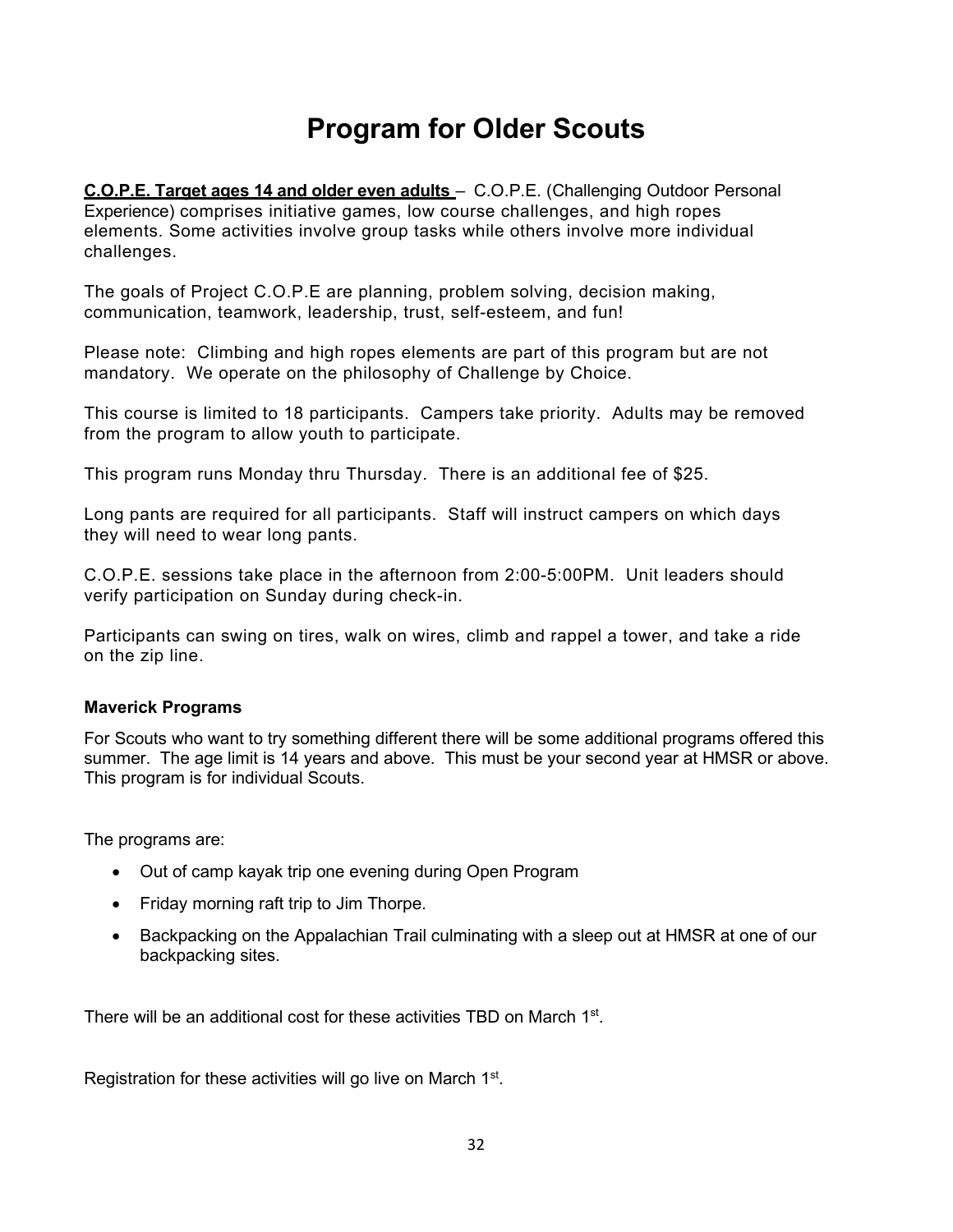# Program for Older Scouts

**<u>C.O.P.E. Target ages 14 and older even adults</u>** – C.O.P.E. (Challenging Outdoor Personal Experience) comprises initiative games, low course challenges, and high ropes elements. Some activities involve group tasks while others involve more individual challenges.

The goals of Project C.O.P.E are planning, problem solving, decision making, communication, teamwork, leadership, trust, self-esteem, and fun!

Please note: Climbing and high ropes elements are part of this program but are not mandatory. We operate on the philosophy of Challenge by Choice.

This course is limited to 18 participants. Campers take priority. Adults may be removed from the program to allow youth to participate.

This program runs Monday thru Thursday. There is an additional fee of $25.

Long pants are required for all participants. Staff will instruct campers on which days they will need to wear long pants.

C.O.P.E. sessions take place in the afternoon from 2:00-5:00PM. Unit leaders should verify participation on Sunday during check-in.

Participants can swing on tires, walk on wires, climb and rappel a tower, and take a ride on the zip line.

### Maverick Programs

For Scouts who want to try something different there will be some additional programs offered this summer. The age limit is 14 years and above. This must be your second year at HMSR or above. This program is for individual Scouts.

The programs are:

- Out of camp kayak trip one evening during Open Program
- Friday morning raft trip to Jim Thorpe.
- Backpacking on the Appalachian Trail culminating with a sleep out at HMSR at one of our backpacking sites.

There will be an additional cost for these activities TBD on March 1st.

Registration for these activities will go live on March 1st.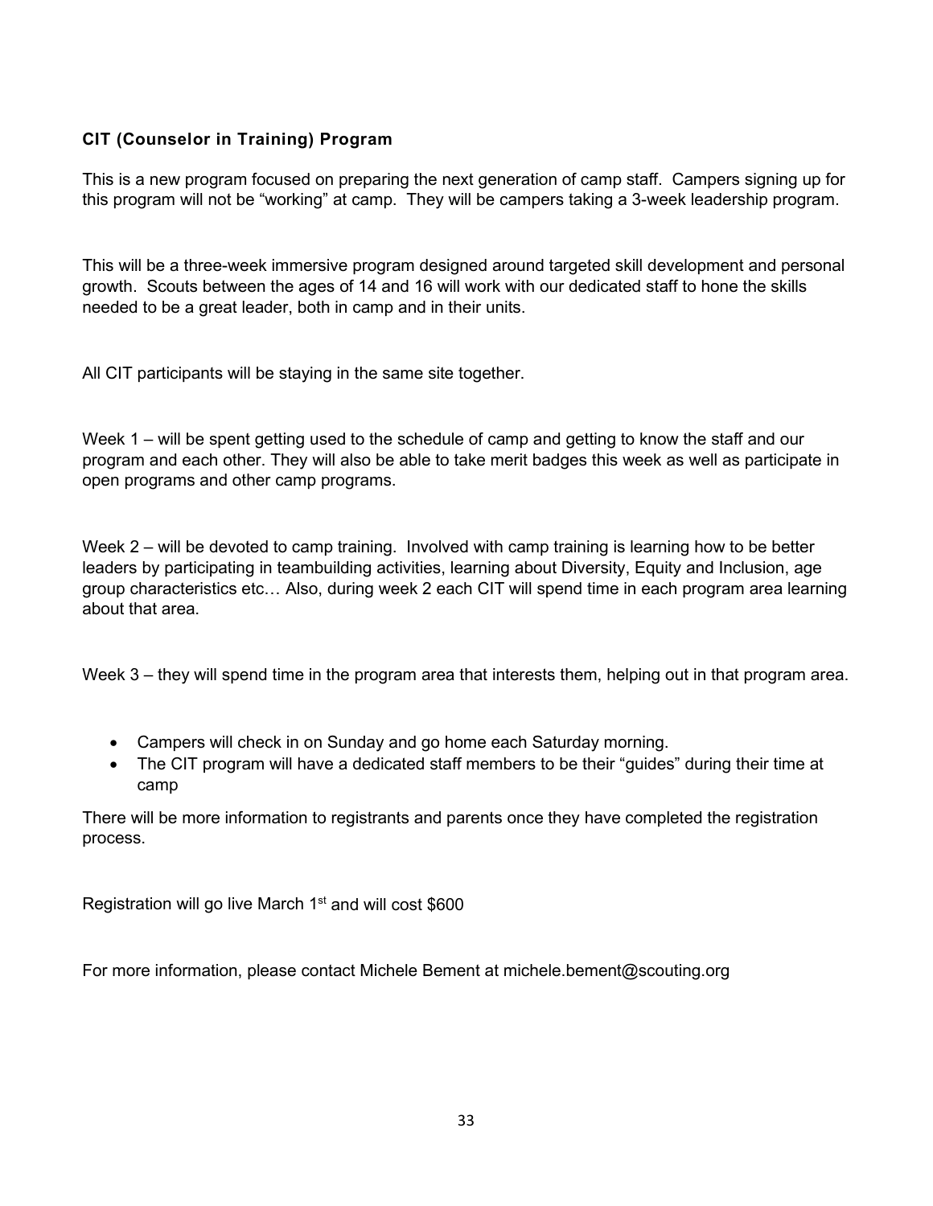**CIT (Counselor in Training) Program**

This is a new program focused on preparing the next generation of camp staff. Campers signing up for this program will not be "working" at camp. They will be campers taking a 3-week leadership program.

This will be a three-week immersive program designed around targeted skill development and personal growth. Scouts between the ages of 14 and 16 will work with our dedicated staff to hone the skills needed to be a great leader, both in camp and in their units.

All CIT participants will be staying in the same site together.

Week 1 – will be spent getting used to the schedule of camp and getting to know the staff and our program and each other. They will also be able to take merit badges this week as well as participate in open programs and other camp programs.

Week 2 – will be devoted to camp training. Involved with camp training is learning how to be better leaders by participating in teambuilding activities, learning about Diversity, Equity and Inclusion, age group characteristics etc… Also, during week 2 each CIT will spend time in each program area learning about that area.

Week 3 – they will spend time in the program area that interests them, helping out in that program area.

- Campers will check in on Sunday and go home each Saturday morning.
- The CIT program will have a dedicated staff members to be their "guides" during their time at camp

There will be more information to registrants and parents once they have completed the registration process.

Registration will go live March 1st and will cost $600

For more information, please contact Michele Bement at michele.bement@scouting.org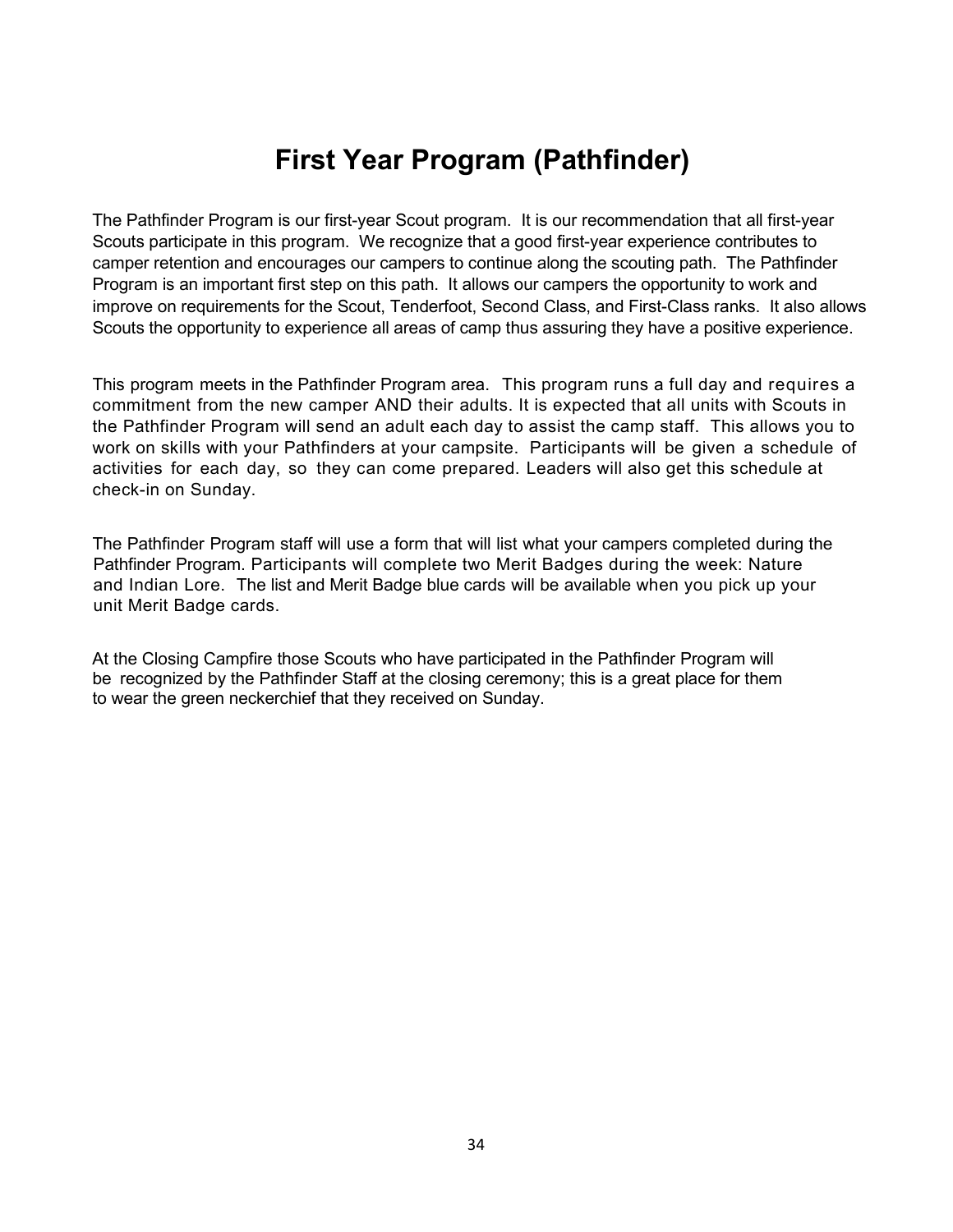# First Year Program (Pathfinder)

The Pathfinder Program is our first-year Scout program. It is our recommendation that all first-year Scouts participate in this program. We recognize that a good first-year experience contributes to camper retention and encourages our campers to continue along the scouting path. The Pathfinder Program is an important first step on this path. It allows our campers the opportunity to work and improve on requirements for the Scout, Tenderfoot, Second Class, and First-Class ranks. It also allows Scouts the opportunity to experience all areas of camp thus assuring they have a positive experience.

This program meets in the Pathfinder Program area. This program runs a full day and requires a commitment from the new camper AND their adults. It is expected that all units with Scouts in the Pathfinder Program will send an adult each day to assist the camp staff. This allows you to work on skills with your Pathfinders at your campsite. Participants will be given a schedule of activities for each day, so they can come prepared. Leaders will also get this schedule at check-in on Sunday.

The Pathfinder Program staff will use a form that will list what your campers completed during the Pathfinder Program. Participants will complete two Merit Badges during the week: Nature and Indian Lore. The list and Merit Badge blue cards will be available when you pick up your unit Merit Badge cards.

At the Closing Campfire those Scouts who have participated in the Pathfinder Program will be recognized by the Pathfinder Staff at the closing ceremony; this is a great place for them to wear the green neckerchief that they received on Sunday.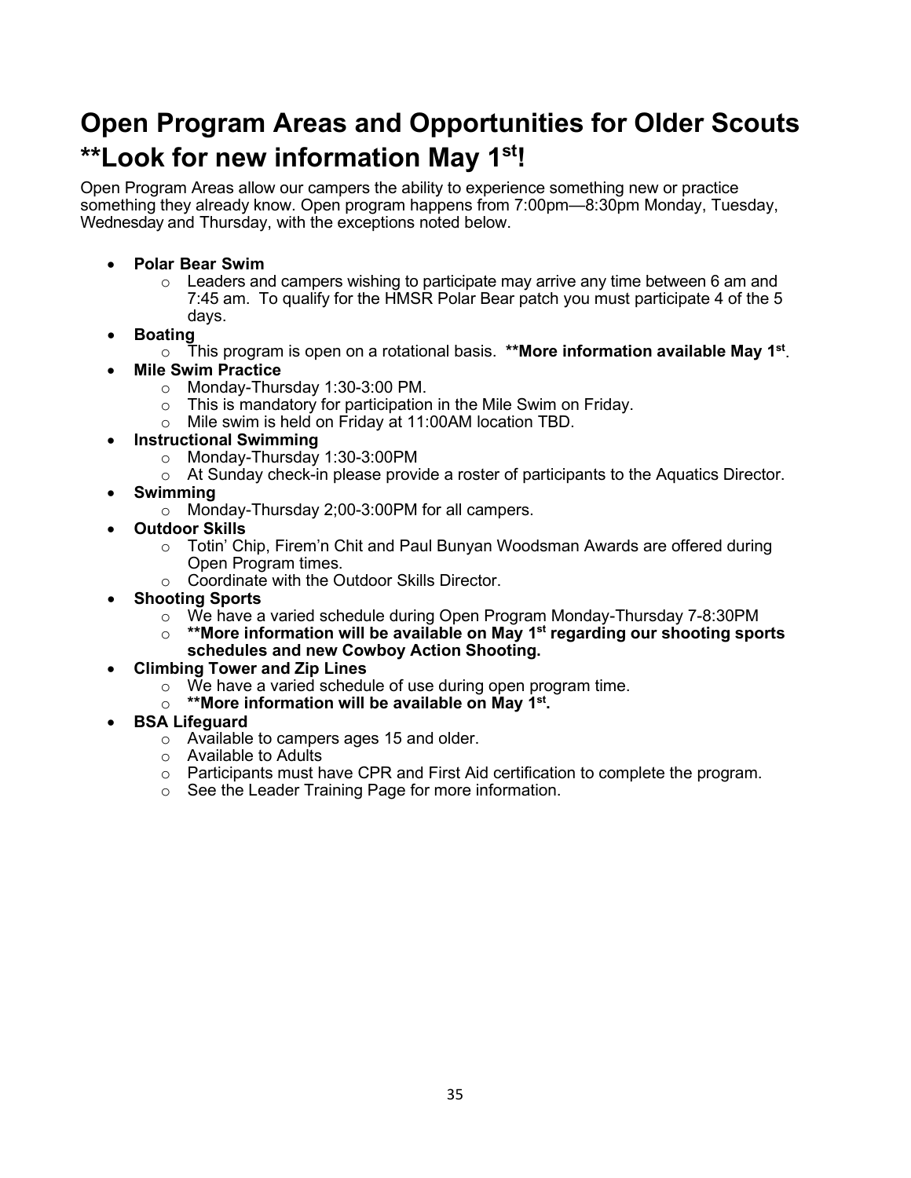# Open Program Areas and Opportunities for Older Scouts **Look for new information May 1st!

Open Program Areas allow our campers the ability to experience something new or practice something they already know. Open program happens from 7:00pm—8:30pm Monday, Tuesday, Wednesday and Thursday, with the exceptions noted below.

- **Polar Bear Swim**
    - Leaders and campers wishing to participate may arrive any time between 6 am and 7:45 am. To qualify for the HMSR Polar Bear patch you must participate 4 of the 5 days.
- **Boating**
    - This program is open on a rotational basis. **More information available May 1st**.
- **Mile Swim Practice**
    - Monday-Thursday 1:30-3:00 PM.
    - This is mandatory for participation in the Mile Swim on Friday.
    - Mile swim is held on Friday at 11:00AM location TBD.
- **Instructional Swimming**
    - Monday-Thursday 1:30-3:00PM
    - At Sunday check-in please provide a roster of participants to the Aquatics Director.
- **Swimming**
    - Monday-Thursday 2;00-3:00PM for all campers.
- **Outdoor Skills**
    - Totin' Chip, Firem'n Chit and Paul Bunyan Woodsman Awards are offered during Open Program times.
    - Coordinate with the Outdoor Skills Director.
- **Shooting Sports**
    - We have a varied schedule during Open Program Monday-Thursday 7-8:30PM
    - **More information will be available on May 1st regarding our shooting sports schedules and new Cowboy Action Shooting.**
- **Climbing Tower and Zip Lines**
    - We have a varied schedule of use during open program time.
    - **More information will be available on May 1st.**
- **BSA Lifeguard**
    - Available to campers ages 15 and older.
    - Available to Adults
    - Participants must have CPR and First Aid certification to complete the program.
    - See the Leader Training Page for more information.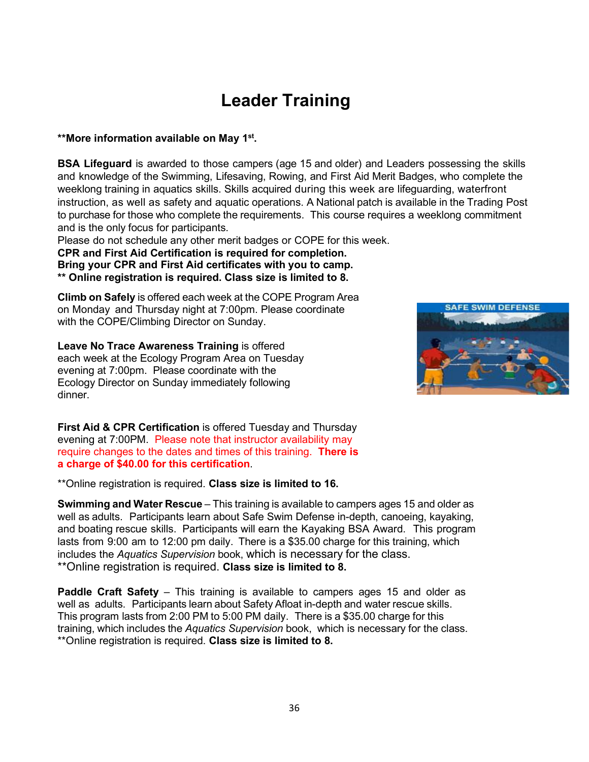# Leader Training

**\*\*More information available on May 1st.**

**BSA Lifeguard** is awarded to those campers (age 15 and older) and Leaders possessing the skills and knowledge of the Swimming, Lifesaving, Rowing, and First Aid Merit Badges, who complete the weeklong training in aquatics skills. Skills acquired during this week are lifeguarding, waterfront instruction, as well as safety and aquatic operations. A National patch is available in the Trading Post to purchase for those who complete the requirements. This course requires a weeklong commitment and is the only focus for participants.
Please do not schedule any other merit badges or COPE for this week.
**CPR and First Aid Certification is required for completion.**
**Bring your CPR and First Aid certificates with you to camp.**
**\*\* Online registration is required. Class size is limited to 8.**

**Climb on Safely** is offered each week at the COPE Program Area on Monday and Thursday night at 7:00pm. Please coordinate with the COPE/Climbing Director on Sunday.

**Leave No Trace Awareness Training** is offered each week at the Ecology Program Area on Tuesday evening at 7:00pm. Please coordinate with the Ecology Director on Sunday immediately following dinner.

**First Aid & CPR Certification** is offered Tuesday and Thursday evening at 7:00PM. Please note that instructor availability may require changes to the dates and times of this training. **There is a charge of $40.00 for this certification**.

\*\*Online registration is required. **Class size is limited to 16.**

**Swimming and Water Rescue** – This training is available to campers ages 15 and older as well as adults. Participants learn about Safe Swim Defense in-depth, canoeing, kayaking, and boating rescue skills. Participants will earn the Kayaking BSA Award. This program lasts from 9:00 am to 12:00 pm daily. There is a $35.00 charge for this training, which includes the *Aquatics Supervision* book, which is necessary for the class.
\*\*Online registration is required. **Class size is limited to 8.**

**Paddle Craft Safety** – This training is available to campers ages 15 and older as well as adults. Participants learn about Safety Afloat in-depth and water rescue skills. This program lasts from 2:00 PM to 5:00 PM daily. There is a $35.00 charge for this training, which includes the *Aquatics Supervision* book, which is necessary for the class.
\*\*Online registration is required. **Class size is limited to 8.**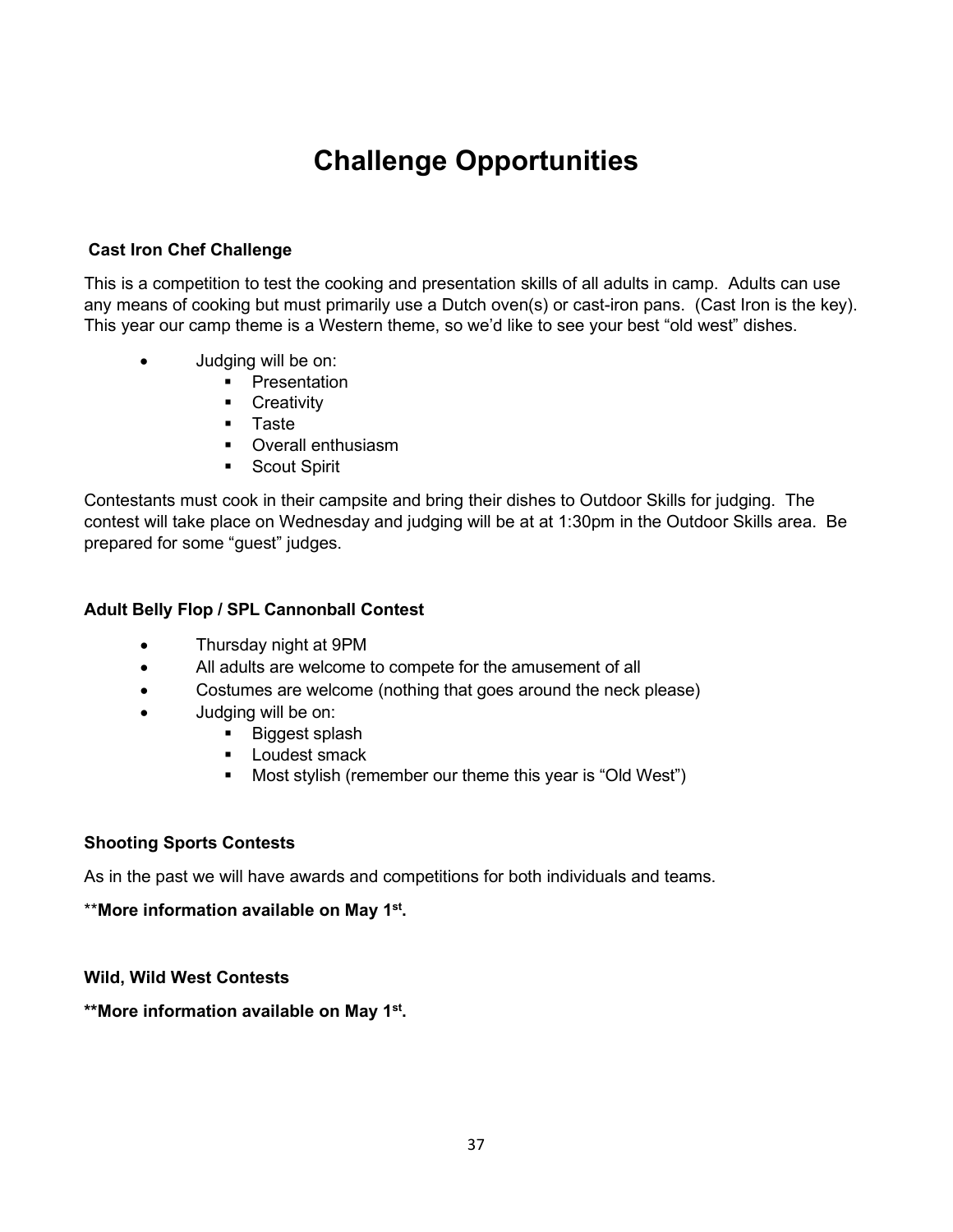# Challenge Opportunities

### Cast Iron Chef Challenge

This is a competition to test the cooking and presentation skills of all adults in camp. Adults can use any means of cooking but must primarily use a Dutch oven(s) or cast-iron pans. (Cast Iron is the key). This year our camp theme is a Western theme, so we'd like to see your best "old west" dishes.

- Judging will be on:
  - Presentation
  - Creativity
  - Taste
  - Overall enthusiasm
  - Scout Spirit

Contestants must cook in their campsite and bring their dishes to Outdoor Skills for judging. The contest will take place on Wednesday and judging will be at at 1:30pm in the Outdoor Skills area. Be prepared for some "guest" judges.

### Adult Belly Flop / SPL Cannonball Contest

- Thursday night at 9PM
- All adults are welcome to compete for the amusement of all
- Costumes are welcome (nothing that goes around the neck please)
- Judging will be on:
  - Biggest splash
  - Loudest smack
  - Most stylish (remember our theme this year is "Old West")

### Shooting Sports Contests

As in the past we will have awards and competitions for both individuals and teams.

\*\***More information available on May 1st.**

### Wild, Wild West Contests

**\*\*More information available on May 1st.**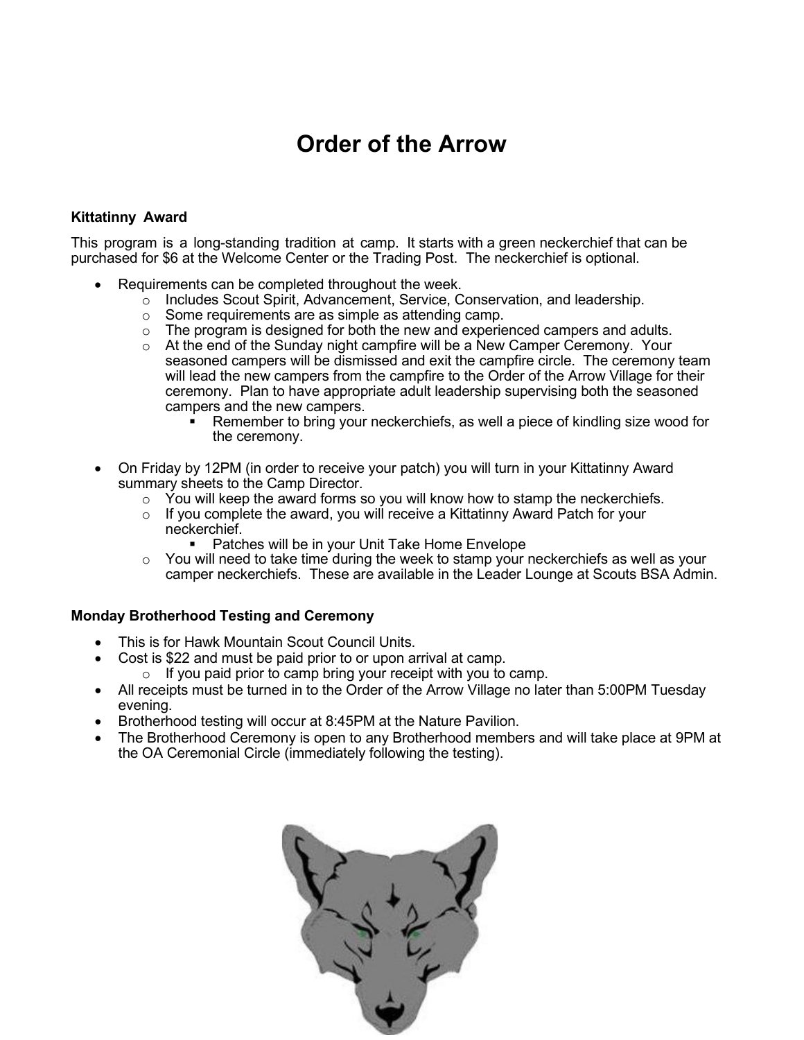# Order of the Arrow

### Kittatinny Award

This program is a long-standing tradition at camp. It starts with a green neckerchief that can be purchased for $6 at the Welcome Center or the Trading Post. The neckerchief is optional.

- Requirements can be completed throughout the week.
  - Includes Scout Spirit, Advancement, Service, Conservation, and leadership.
  - Some requirements are as simple as attending camp.
  - The program is designed for both the new and experienced campers and adults.
  - At the end of the Sunday night campfire will be a New Camper Ceremony. Your seasoned campers will be dismissed and exit the campfire circle. The ceremony team will lead the new campers from the campfire to the Order of the Arrow Village for their ceremony. Plan to have appropriate adult leadership supervising both the seasoned campers and the new campers.
    - Remember to bring your neckerchiefs, as well a piece of kindling size wood for the ceremony.

- On Friday by 12PM (in order to receive your patch) you will turn in your Kittatinny Award summary sheets to the Camp Director.
  - You will keep the award forms so you will know how to stamp the neckerchiefs.
  - If you complete the award, you will receive a Kittatinny Award Patch for your neckerchief.
    - Patches will be in your Unit Take Home Envelope
  - You will need to take time during the week to stamp your neckerchiefs as well as your camper neckerchiefs. These are available in the Leader Lounge at Scouts BSA Admin.

### Monday Brotherhood Testing and Ceremony

- This is for Hawk Mountain Scout Council Units.
- Cost is $22 and must be paid prior to or upon arrival at camp.
  - If you paid prior to camp bring your receipt with you to camp.
- All receipts must be turned in to the Order of the Arrow Village no later than 5:00PM Tuesday evening.
- Brotherhood testing will occur at 8:45PM at the Nature Pavilion.
- The Brotherhood Ceremony is open to any Brotherhood members and will take place at 9PM at the OA Ceremonial Circle (immediately following the testing).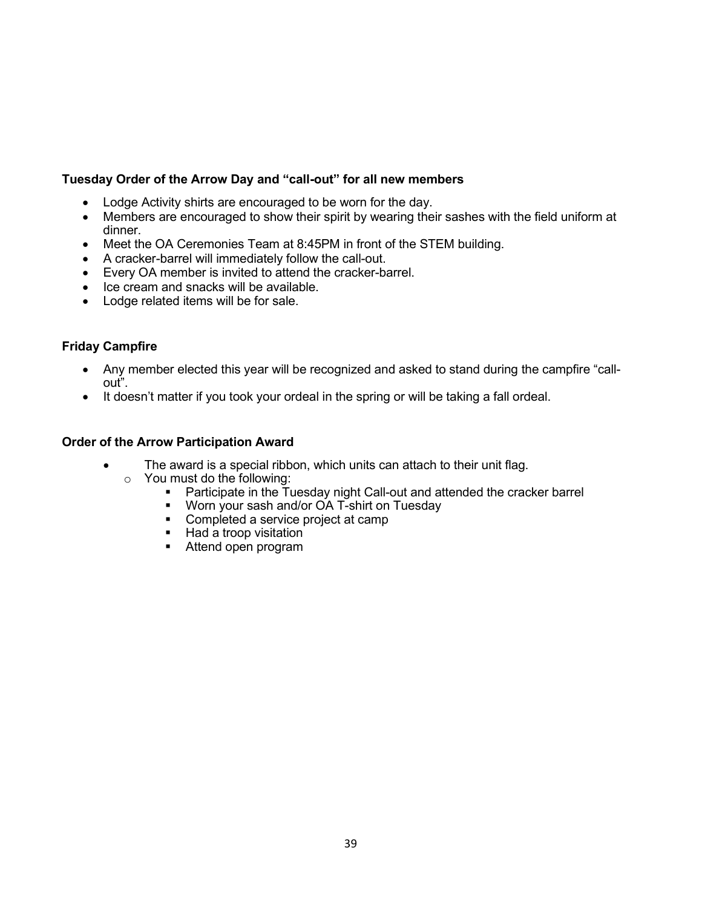**Tuesday Order of the Arrow Day and "call-out" for all new members**

- Lodge Activity shirts are encouraged to be worn for the day.
- Members are encouraged to show their spirit by wearing their sashes with the field uniform at dinner.
- Meet the OA Ceremonies Team at 8:45PM in front of the STEM building.
- A cracker-barrel will immediately follow the call-out.
- Every OA member is invited to attend the cracker-barrel.
- Ice cream and snacks will be available.
- Lodge related items will be for sale.

**Friday Campfire**

- Any member elected this year will be recognized and asked to stand during the campfire "call-out".
- It doesn't matter if you took your ordeal in the spring or will be taking a fall ordeal.

**Order of the Arrow Participation Award**

- The award is a special ribbon, which units can attach to their unit flag.
  - You must do the following:
    - Participate in the Tuesday night Call-out and attended the cracker barrel
    - Worn your sash and/or OA T-shirt on Tuesday
    - Completed a service project at camp
    - Had a troop visitation
    - Attend open program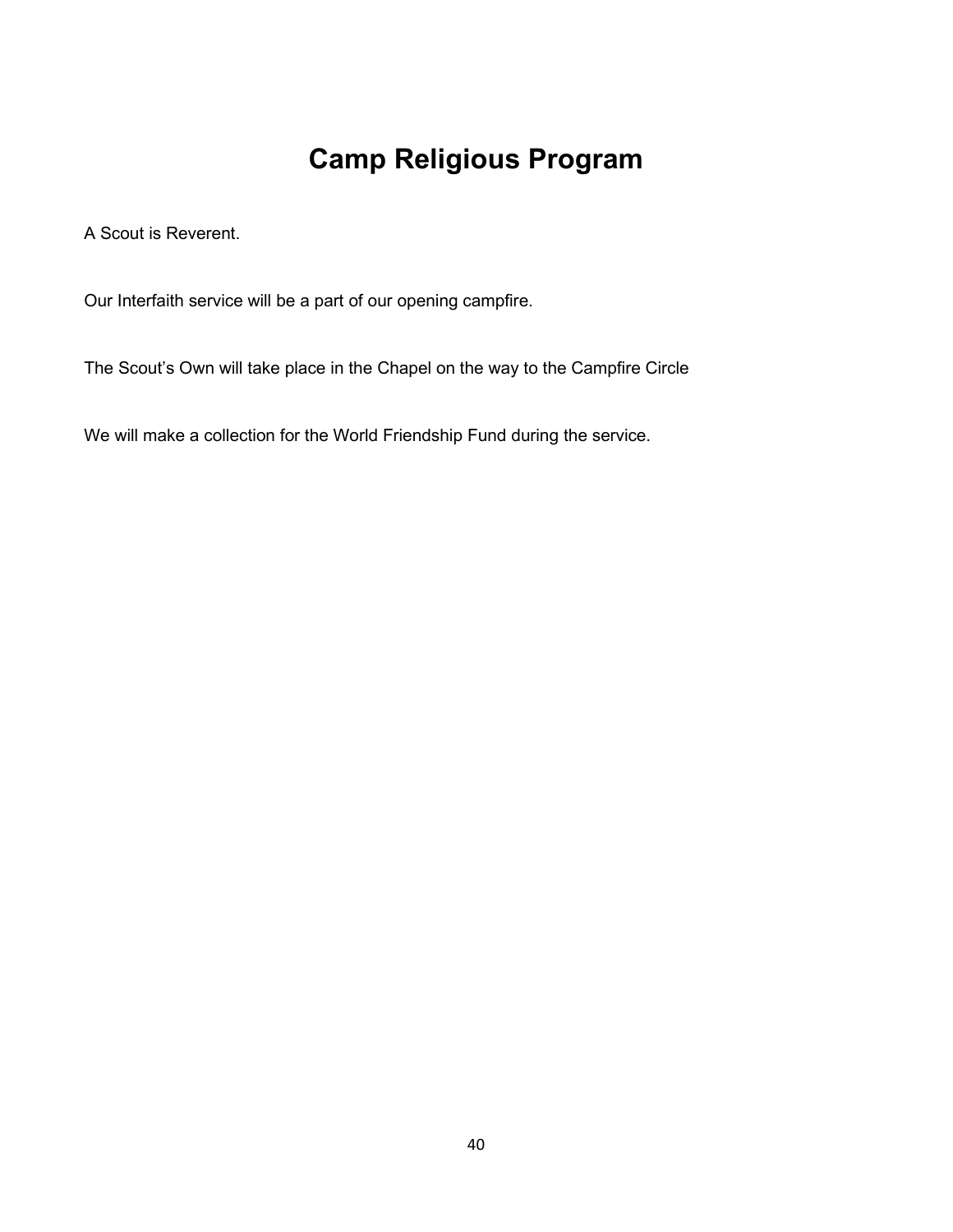# Camp Religious Program

A Scout is Reverent.

Our Interfaith service will be a part of our opening campfire.

The Scout’s Own will take place in the Chapel on the way to the Campfire Circle

We will make a collection for the World Friendship Fund during the service.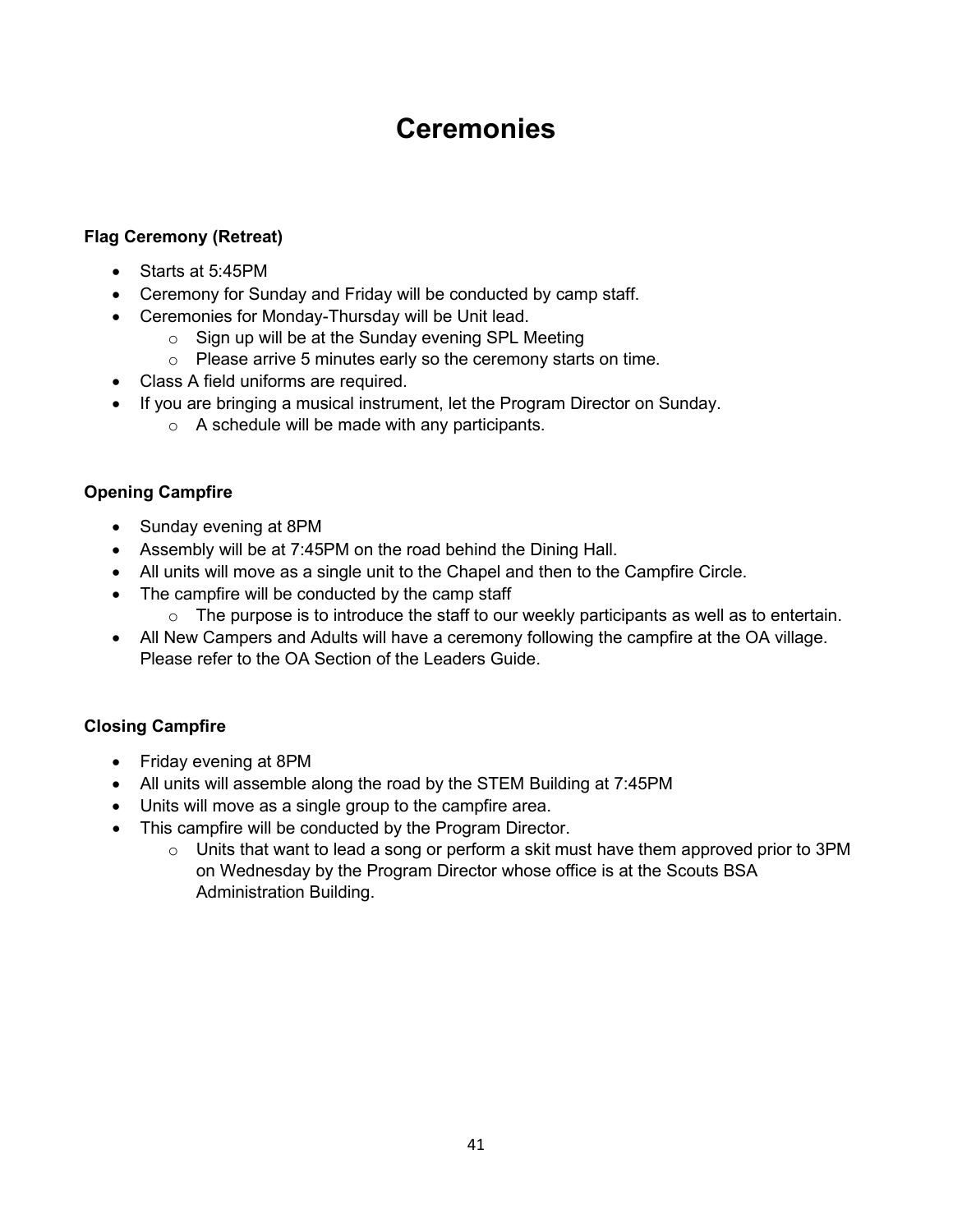# Ceremonies

**Flag Ceremony (Retreat)**

- Starts at 5:45PM
- Ceremony for Sunday and Friday will be conducted by camp staff.
- Ceremonies for Monday-Thursday will be Unit lead.
  - Sign up will be at the Sunday evening SPL Meeting
  - Please arrive 5 minutes early so the ceremony starts on time.
- Class A field uniforms are required.
- If you are bringing a musical instrument, let the Program Director on Sunday.
  - A schedule will be made with any participants.

**Opening Campfire**

- Sunday evening at 8PM
- Assembly will be at 7:45PM on the road behind the Dining Hall.
- All units will move as a single unit to the Chapel and then to the Campfire Circle.
- The campfire will be conducted by the camp staff
  - The purpose is to introduce the staff to our weekly participants as well as to entertain.
- All New Campers and Adults will have a ceremony following the campfire at the OA village. Please refer to the OA Section of the Leaders Guide.

**Closing Campfire**

- Friday evening at 8PM
- All units will assemble along the road by the STEM Building at 7:45PM
- Units will move as a single group to the campfire area.
- This campfire will be conducted by the Program Director.
  - Units that want to lead a song or perform a skit must have them approved prior to 3PM on Wednesday by the Program Director whose office is at the Scouts BSA Administration Building.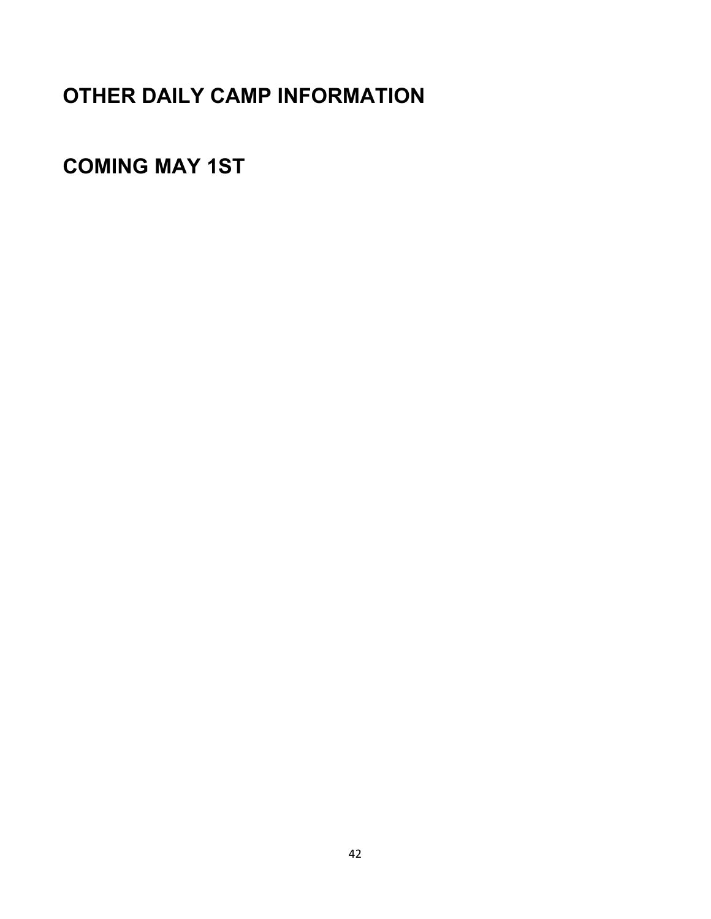## OTHER DAILY CAMP INFORMATION

## COMING MAY 1ST